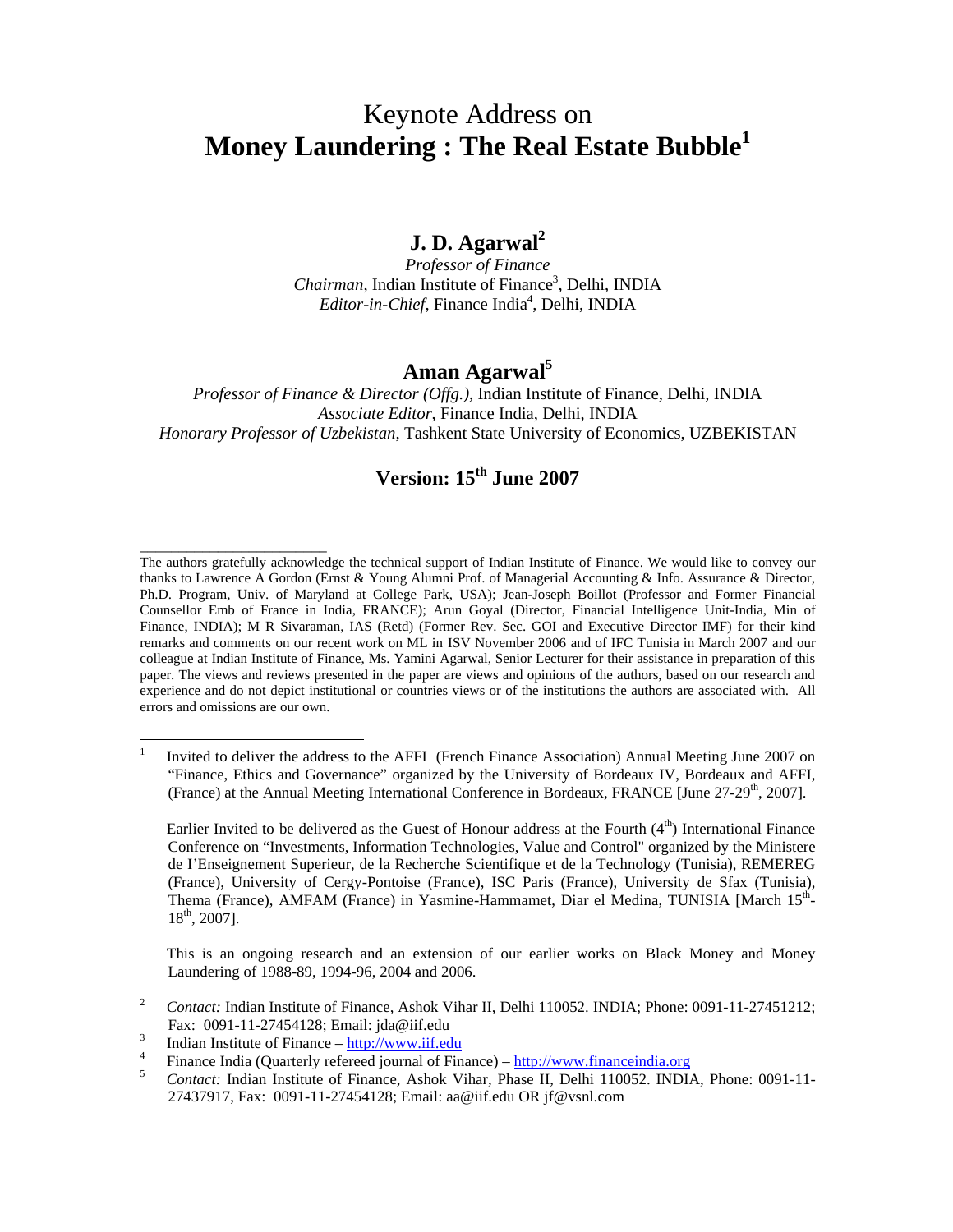# Keynote Address on
# **Money Laundering : The Real Estate Bubble**[1]

## **J. D. Agarwal**[2]

*Professor of Finance*
*Chairman*, Indian Institute of Finance[3], Delhi, INDIA
*Editor-in-Chief*, Finance India[4], Delhi, INDIA

## **Aman Agarwal**[5]

*Professor of Finance & Director (Offg.)*, Indian Institute of Finance, Delhi, INDIA
*Associate Editor*, Finance India, Delhi, INDIA
*Honorary Professor of Uzbekistan*, Tashkent State University of Economics, UZBEKISTAN

## **Version: 15th June 2007**

---

The authors gratefully acknowledge the technical support of Indian Institute of Finance. We would like to convey our thanks to Lawrence A Gordon (Ernst & Young Alumni Prof. of Managerial Accounting & Info. Assurance & Director, Ph.D. Program, Univ. of Maryland at College Park, USA); Jean-Joseph Boillot (Professor and Former Financial Counsellor Emb of France in India, FRANCE); Arun Goyal (Director, Financial Intelligence Unit-India, Min of Finance, INDIA); M R Sivaraman, IAS (Retd) (Former Rev. Sec. GOI and Executive Director IMF) for their kind remarks and comments on our recent work on ML in ISV November 2006 and of IFC Tunisia in March 2007 and our colleague at Indian Institute of Finance, Ms. Yamini Agarwal, Senior Lecturer for their assistance in preparation of this paper. The views and reviews presented in the paper are views and opinions of the authors, based on our research and experience and do not depict institutional or countries views or of the institutions the authors are associated with. All errors and omissions are our own.

---

[1] Invited to deliver the address to the AFFI (French Finance Association) Annual Meeting June 2007 on "Finance, Ethics and Governance" organized by the University of Bordeaux IV, Bordeaux and AFFI, (France) at the Annual Meeting International Conference in Bordeaux, FRANCE [June 27-29th, 2007].

Earlier Invited to be delivered as the Guest of Honour address at the Fourth (4th) International Finance Conference on "Investments, Information Technologies, Value and Control" organized by the Ministere de I'Enseignement Superieur, de la Recherche Scientifique et de la Technology (Tunisia), REMEREG (France), University of Cergy-Pontoise (France), ISC Paris (France), University de Sfax (Tunisia), Thema (France), AMFAM (France) in Yasmine-Hammamet, Diar el Medina, TUNISIA [March 15th-18th, 2007].

This is an ongoing research and an extension of our earlier works on Black Money and Money Laundering of 1988-89, 1994-96, 2004 and 2006.

[2] *Contact:* Indian Institute of Finance, Ashok Vihar II, Delhi 110052. INDIA; Phone: 0091-11-27451212; Fax: 0091-11-27454128; Email: jda@iif.edu

[3] Indian Institute of Finance – http://www.iif.edu

[4] Finance India (Quarterly refereed journal of Finance) – http://www.financeindia.org

[5] *Contact:* Indian Institute of Finance, Ashok Vihar, Phase II, Delhi 110052. INDIA, Phone: 0091-11-27437917, Fax: 0091-11-27454128; Email: aa@iif.edu OR jf@vsnl.com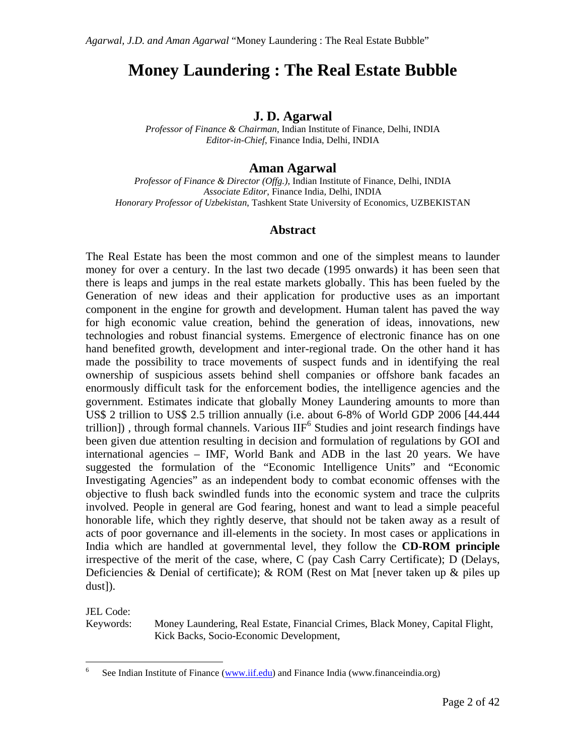# Money Laundering : The Real Estate Bubble

## J. D. Agarwal

*Professor of Finance & Chairman*, Indian Institute of Finance, Delhi, INDIA
*Editor-in-Chief*, Finance India, Delhi, INDIA

## Aman Agarwal

*Professor of Finance & Director (Offg.)*, Indian Institute of Finance, Delhi, INDIA
*Associate Editor*, Finance India, Delhi, INDIA
*Honorary Professor of Uzbekistan*, Tashkent State University of Economics, UZBEKISTAN

### Abstract

The Real Estate has been the most common and one of the simplest means to launder money for over a century. In the last two decade (1995 onwards) it has been seen that there is leaps and jumps in the real estate markets globally. This has been fueled by the Generation of new ideas and their application for productive uses as an important component in the engine for growth and development. Human talent has paved the way for high economic value creation, behind the generation of ideas, innovations, new technologies and robust financial systems. Emergence of electronic finance has on one hand benefited growth, development and inter-regional trade. On the other hand it has made the possibility to trace movements of suspect funds and in identifying the real ownership of suspicious assets behind shell companies or offshore bank facades an enormously difficult task for the enforcement bodies, the intelligence agencies and the government. Estimates indicate that globally Money Laundering amounts to more than US$ 2 trillion to US$ 2.5 trillion annually (i.e. about 6-8% of World GDP 2006 [44.444 trillion]) , through formal channels. Various IIF[6] Studies and joint research findings have been given due attention resulting in decision and formulation of regulations by GOI and international agencies – IMF, World Bank and ADB in the last 20 years. We have suggested the formulation of the "Economic Intelligence Units" and "Economic Investigating Agencies" as an independent body to combat economic offenses with the objective to flush back swindled funds into the economic system and trace the culprits involved. People in general are God fearing, honest and want to lead a simple peaceful honorable life, which they rightly deserve, that should not be taken away as a result of acts of poor governance and ill-elements in the society. In most cases or applications in India which are handled at governmental level, they follow the **CD-ROM principle** irrespective of the merit of the case, where, C (pay Cash Carry Certificate); D (Delays, Deficiencies & Denial of certificate); & ROM (Rest on Mat [never taken up & piles up dust]).

JEL Code:
Keywords: Money Laundering, Real Estate, Financial Crimes, Black Money, Capital Flight, Kick Backs, Socio-Economic Development,

[6] See Indian Institute of Finance (www.iif.edu) and Finance India (www.financeindia.org)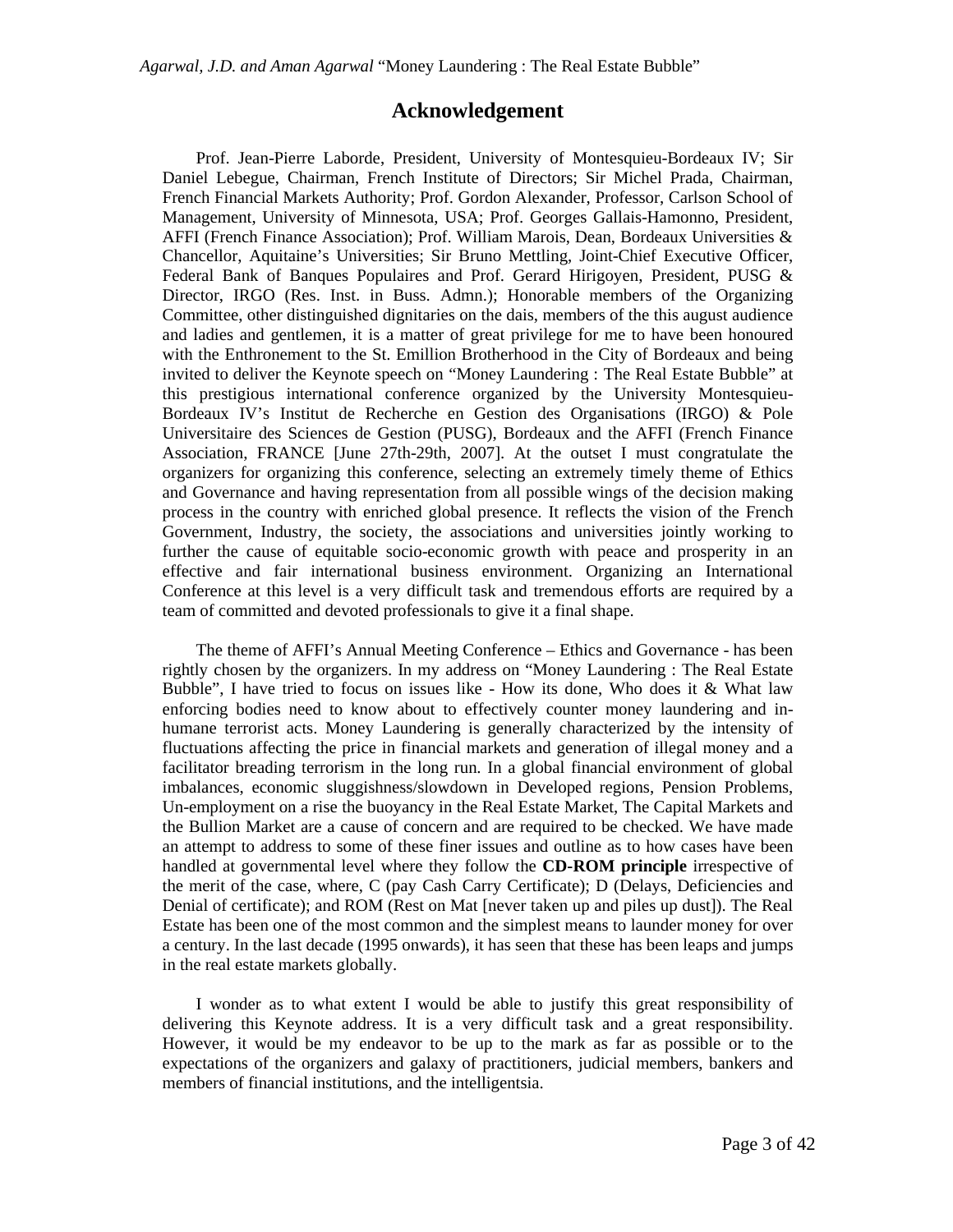## Acknowledgement

Prof. Jean-Pierre Laborde, President, University of Montesquieu-Bordeaux IV; Sir Daniel Lebegue, Chairman, French Institute of Directors; Sir Michel Prada, Chairman, French Financial Markets Authority; Prof. Gordon Alexander, Professor, Carlson School of Management, University of Minnesota, USA; Prof. Georges Gallais-Hamonno, President, AFFI (French Finance Association); Prof. William Marois, Dean, Bordeaux Universities & Chancellor, Aquitaine's Universities; Sir Bruno Mettling, Joint-Chief Executive Officer, Federal Bank of Banques Populaires and Prof. Gerard Hirigoyen, President, PUSG & Director, IRGO (Res. Inst. in Buss. Admn.); Honorable members of the Organizing Committee, other distinguished dignitaries on the dais, members of the this august audience and ladies and gentlemen, it is a matter of great privilege for me to have been honoured with the Enthronement to the St. Emillion Brotherhood in the City of Bordeaux and being invited to deliver the Keynote speech on "Money Laundering : The Real Estate Bubble" at this prestigious international conference organized by the University Montesquieu-Bordeaux IV's Institut de Recherche en Gestion des Organisations (IRGO) & Pole Universitaire des Sciences de Gestion (PUSG), Bordeaux and the AFFI (French Finance Association, FRANCE [June 27th-29th, 2007]. At the outset I must congratulate the organizers for organizing this conference, selecting an extremely timely theme of Ethics and Governance and having representation from all possible wings of the decision making process in the country with enriched global presence. It reflects the vision of the French Government, Industry, the society, the associations and universities jointly working to further the cause of equitable socio-economic growth with peace and prosperity in an effective and fair international business environment. Organizing an International Conference at this level is a very difficult task and tremendous efforts are required by a team of committed and devoted professionals to give it a final shape.

The theme of AFFI's Annual Meeting Conference – Ethics and Governance - has been rightly chosen by the organizers. In my address on "Money Laundering : The Real Estate Bubble", I have tried to focus on issues like - How its done, Who does it & What law enforcing bodies need to know about to effectively counter money laundering and in-humane terrorist acts. Money Laundering is generally characterized by the intensity of fluctuations affecting the price in financial markets and generation of illegal money and a facilitator breading terrorism in the long run. In a global financial environment of global imbalances, economic sluggishness/slowdown in Developed regions, Pension Problems, Un-employment on a rise the buoyancy in the Real Estate Market, The Capital Markets and the Bullion Market are a cause of concern and are required to be checked. We have made an attempt to address to some of these finer issues and outline as to how cases have been handled at governmental level where they follow the **CD-ROM principle** irrespective of the merit of the case, where, C (pay Cash Carry Certificate); D (Delays, Deficiencies and Denial of certificate); and ROM (Rest on Mat [never taken up and piles up dust]). The Real Estate has been one of the most common and the simplest means to launder money for over a century. In the last decade (1995 onwards), it has seen that these has been leaps and jumps in the real estate markets globally.

I wonder as to what extent I would be able to justify this great responsibility of delivering this Keynote address. It is a very difficult task and a great responsibility. However, it would be my endeavor to be up to the mark as far as possible or to the expectations of the organizers and galaxy of practitioners, judicial members, bankers and members of financial institutions, and the intelligentsia.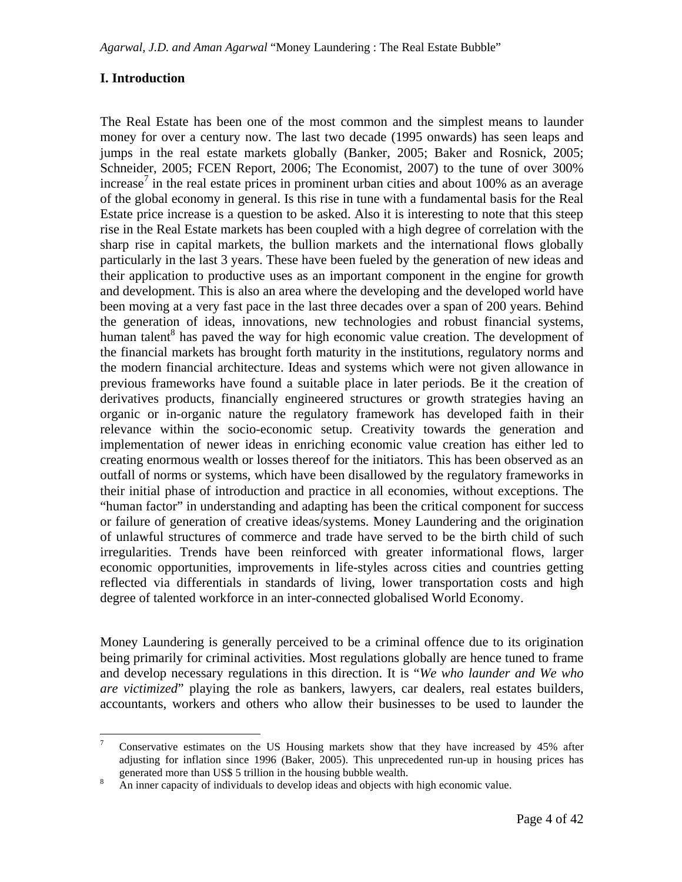## I. Introduction

The Real Estate has been one of the most common and the simplest means to launder money for over a century now. The last two decade (1995 onwards) has seen leaps and jumps in the real estate markets globally (Banker, 2005; Baker and Rosnick, 2005; Schneider, 2005; FCEN Report, 2006; The Economist, 2007) to the tune of over 300% increase[7] in the real estate prices in prominent urban cities and about 100% as an average of the global economy in general. Is this rise in tune with a fundamental basis for the Real Estate price increase is a question to be asked. Also it is interesting to note that this steep rise in the Real Estate markets has been coupled with a high degree of correlation with the sharp rise in capital markets, the bullion markets and the international flows globally particularly in the last 3 years. These have been fueled by the generation of new ideas and their application to productive uses as an important component in the engine for growth and development. This is also an area where the developing and the developed world have been moving at a very fast pace in the last three decades over a span of 200 years. Behind the generation of ideas, innovations, new technologies and robust financial systems, human talent[8] has paved the way for high economic value creation. The development of the financial markets has brought forth maturity in the institutions, regulatory norms and the modern financial architecture. Ideas and systems which were not given allowance in previous frameworks have found a suitable place in later periods. Be it the creation of derivatives products, financially engineered structures or growth strategies having an organic or in-organic nature the regulatory framework has developed faith in their relevance within the socio-economic setup. Creativity towards the generation and implementation of newer ideas in enriching economic value creation has either led to creating enormous wealth or losses thereof for the initiators. This has been observed as an outfall of norms or systems, which have been disallowed by the regulatory frameworks in their initial phase of introduction and practice in all economies, without exceptions. The "human factor" in understanding and adapting has been the critical component for success or failure of generation of creative ideas/systems. Money Laundering and the origination of unlawful structures of commerce and trade have served to be the birth child of such irregularities. Trends have been reinforced with greater informational flows, larger economic opportunities, improvements in life-styles across cities and countries getting reflected via differentials in standards of living, lower transportation costs and high degree of talented workforce in an inter-connected globalised World Economy.

Money Laundering is generally perceived to be a criminal offence due to its origination being primarily for criminal activities. Most regulations globally are hence tuned to frame and develop necessary regulations in this direction. It is "*We who launder and We who are victimized*" playing the role as bankers, lawyers, car dealers, real estates builders, accountants, workers and others who allow their businesses to be used to launder the

---

[7] Conservative estimates on the US Housing markets show that they have increased by 45% after adjusting for inflation since 1996 (Baker, 2005). This unprecedented run-up in housing prices has generated more than US$ 5 trillion in the housing bubble wealth.

[8] An inner capacity of individuals to develop ideas and objects with high economic value.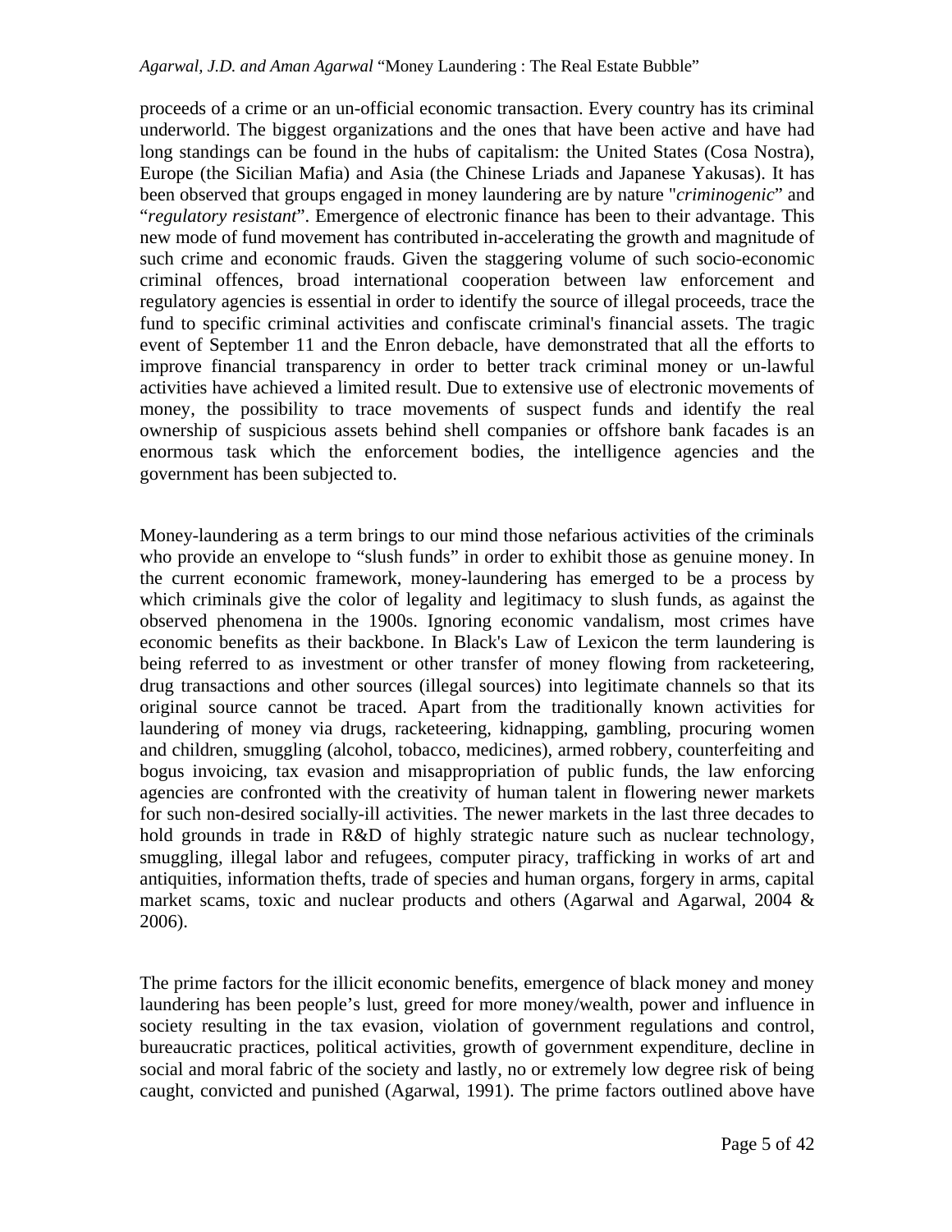proceeds of a crime or an un-official economic transaction. Every country has its criminal underworld. The biggest organizations and the ones that have been active and have had long standings can be found in the hubs of capitalism: the United States (Cosa Nostra), Europe (the Sicilian Mafia) and Asia (the Chinese Lriads and Japanese Yakusas). It has been observed that groups engaged in money laundering are by nature "*criminogenic*" and "*regulatory resistant*". Emergence of electronic finance has been to their advantage. This new mode of fund movement has contributed in-accelerating the growth and magnitude of such crime and economic frauds. Given the staggering volume of such socio-economic criminal offences, broad international cooperation between law enforcement and regulatory agencies is essential in order to identify the source of illegal proceeds, trace the fund to specific criminal activities and confiscate criminal's financial assets. The tragic event of September 11 and the Enron debacle, have demonstrated that all the efforts to improve financial transparency in order to better track criminal money or un-lawful activities have achieved a limited result. Due to extensive use of electronic movements of money, the possibility to trace movements of suspect funds and identify the real ownership of suspicious assets behind shell companies or offshore bank facades is an enormous task which the enforcement bodies, the intelligence agencies and the government has been subjected to.

Money-laundering as a term brings to our mind those nefarious activities of the criminals who provide an envelope to "slush funds" in order to exhibit those as genuine money. In the current economic framework, money-laundering has emerged to be a process by which criminals give the color of legality and legitimacy to slush funds, as against the observed phenomena in the 1900s. Ignoring economic vandalism, most crimes have economic benefits as their backbone. In Black's Law of Lexicon the term laundering is being referred to as investment or other transfer of money flowing from racketeering, drug transactions and other sources (illegal sources) into legitimate channels so that its original source cannot be traced. Apart from the traditionally known activities for laundering of money via drugs, racketeering, kidnapping, gambling, procuring women and children, smuggling (alcohol, tobacco, medicines), armed robbery, counterfeiting and bogus invoicing, tax evasion and misappropriation of public funds, the law enforcing agencies are confronted with the creativity of human talent in flowering newer markets for such non-desired socially-ill activities. The newer markets in the last three decades to hold grounds in trade in R&D of highly strategic nature such as nuclear technology, smuggling, illegal labor and refugees, computer piracy, trafficking in works of art and antiquities, information thefts, trade of species and human organs, forgery in arms, capital market scams, toxic and nuclear products and others (Agarwal and Agarwal, 2004 & 2006).

The prime factors for the illicit economic benefits, emergence of black money and money laundering has been people's lust, greed for more money/wealth, power and influence in society resulting in the tax evasion, violation of government regulations and control, bureaucratic practices, political activities, growth of government expenditure, decline in social and moral fabric of the society and lastly, no or extremely low degree risk of being caught, convicted and punished (Agarwal, 1991). The prime factors outlined above have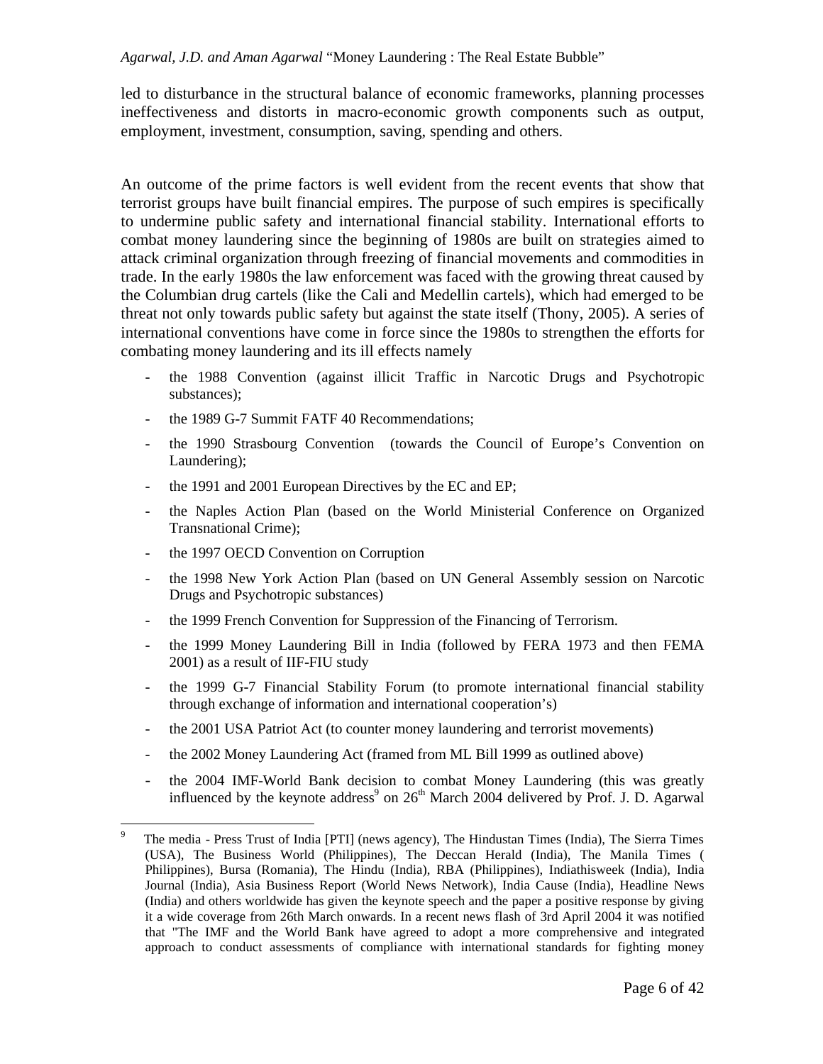led to disturbance in the structural balance of economic frameworks, planning processes ineffectiveness and distorts in macro-economic growth components such as output, employment, investment, consumption, saving, spending and others.

An outcome of the prime factors is well evident from the recent events that show that terrorist groups have built financial empires. The purpose of such empires is specifically to undermine public safety and international financial stability. International efforts to combat money laundering since the beginning of 1980s are built on strategies aimed to attack criminal organization through freezing of financial movements and commodities in trade. In the early 1980s the law enforcement was faced with the growing threat caused by the Columbian drug cartels (like the Cali and Medellin cartels), which had emerged to be threat not only towards public safety but against the state itself (Thony, 2005). A series of international conventions have come in force since the 1980s to strengthen the efforts for combating money laundering and its ill effects namely

- the 1988 Convention (against illicit Traffic in Narcotic Drugs and Psychotropic substances);
- the 1989 G-7 Summit FATF 40 Recommendations;
- the 1990 Strasbourg Convention (towards the Council of Europe's Convention on Laundering);
- the 1991 and 2001 European Directives by the EC and EP;
- the Naples Action Plan (based on the World Ministerial Conference on Organized Transnational Crime);
- the 1997 OECD Convention on Corruption
- the 1998 New York Action Plan (based on UN General Assembly session on Narcotic Drugs and Psychotropic substances)
- the 1999 French Convention for Suppression of the Financing of Terrorism.
- the 1999 Money Laundering Bill in India (followed by FERA 1973 and then FEMA 2001) as a result of IIF-FIU study
- the 1999 G-7 Financial Stability Forum (to promote international financial stability through exchange of information and international cooperation's)
- the 2001 USA Patriot Act (to counter money laundering and terrorist movements)
- the 2002 Money Laundering Act (framed from ML Bill 1999 as outlined above)
- the 2004 IMF-World Bank decision to combat Money Laundering (this was greatly influenced by the keynote address[9] on 26th March 2004 delivered by Prof. J. D. Agarwal

[9] The media - Press Trust of India [PTI] (news agency), The Hindustan Times (India), The Sierra Times (USA), The Business World (Philippines), The Deccan Herald (India), The Manila Times ( Philippines), Bursa (Romania), The Hindu (India), RBA (Philippines), Indiathisweek (India), India Journal (India), Asia Business Report (World News Network), India Cause (India), Headline News (India) and others worldwide has given the keynote speech and the paper a positive response by giving it a wide coverage from 26th March onwards. In a recent news flash of 3rd April 2004 it was notified that "The IMF and the World Bank have agreed to adopt a more comprehensive and integrated approach to conduct assessments of compliance with international standards for fighting money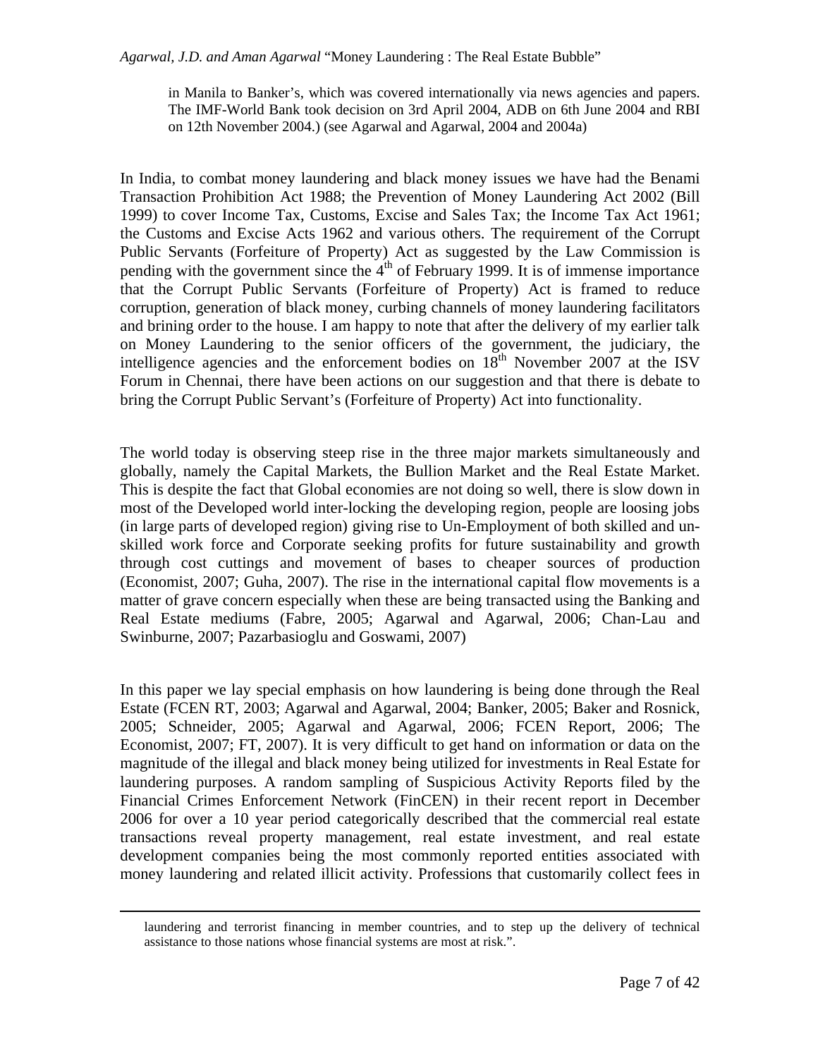in Manila to Banker's, which was covered internationally via news agencies and papers. The IMF-World Bank took decision on 3rd April 2004, ADB on 6th June 2004 and RBI on 12th November 2004.) (see Agarwal and Agarwal, 2004 and 2004a)

In India, to combat money laundering and black money issues we have had the Benami Transaction Prohibition Act 1988; the Prevention of Money Laundering Act 2002 (Bill 1999) to cover Income Tax, Customs, Excise and Sales Tax; the Income Tax Act 1961; the Customs and Excise Acts 1962 and various others. The requirement of the Corrupt Public Servants (Forfeiture of Property) Act as suggested by the Law Commission is pending with the government since the 4th of February 1999. It is of immense importance that the Corrupt Public Servants (Forfeiture of Property) Act is framed to reduce corruption, generation of black money, curbing channels of money laundering facilitators and brining order to the house. I am happy to note that after the delivery of my earlier talk on Money Laundering to the senior officers of the government, the judiciary, the intelligence agencies and the enforcement bodies on 18th November 2007 at the ISV Forum in Chennai, there have been actions on our suggestion and that there is debate to bring the Corrupt Public Servant's (Forfeiture of Property) Act into functionality.

The world today is observing steep rise in the three major markets simultaneously and globally, namely the Capital Markets, the Bullion Market and the Real Estate Market. This is despite the fact that Global economies are not doing so well, there is slow down in most of the Developed world inter-locking the developing region, people are loosing jobs (in large parts of developed region) giving rise to Un-Employment of both skilled and un-skilled work force and Corporate seeking profits for future sustainability and growth through cost cuttings and movement of bases to cheaper sources of production (Economist, 2007; Guha, 2007). The rise in the international capital flow movements is a matter of grave concern especially when these are being transacted using the Banking and Real Estate mediums (Fabre, 2005; Agarwal and Agarwal, 2006; Chan-Lau and Swinburne, 2007; Pazarbasioglu and Goswami, 2007)

In this paper we lay special emphasis on how laundering is being done through the Real Estate (FCEN RT, 2003; Agarwal and Agarwal, 2004; Banker, 2005; Baker and Rosnick, 2005; Schneider, 2005; Agarwal and Agarwal, 2006; FCEN Report, 2006; The Economist, 2007; FT, 2007). It is very difficult to get hand on information or data on the magnitude of the illegal and black money being utilized for investments in Real Estate for laundering purposes. A random sampling of Suspicious Activity Reports filed by the Financial Crimes Enforcement Network (FinCEN) in their recent report in December 2006 for over a 10 year period categorically described that the commercial real estate transactions reveal property management, real estate investment, and real estate development companies being the most commonly reported entities associated with money laundering and related illicit activity. Professions that customarily collect fees in

laundering and terrorist financing in member countries, and to step up the delivery of technical assistance to those nations whose financial systems are most at risk.".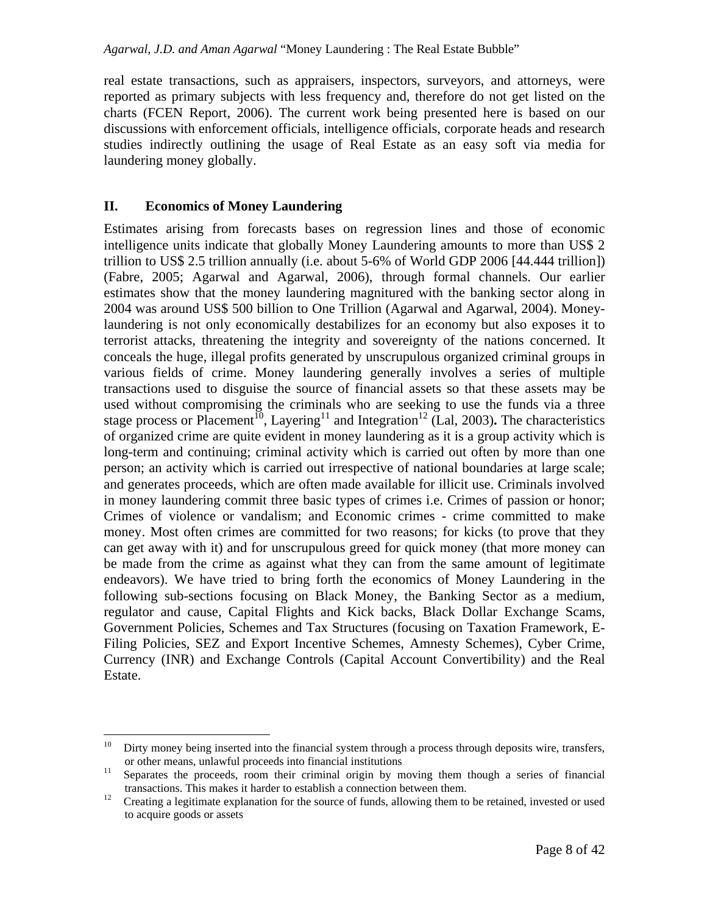real estate transactions, such as appraisers, inspectors, surveyors, and attorneys, were reported as primary subjects with less frequency and, therefore do not get listed on the charts (FCEN Report, 2006). The current work being presented here is based on our discussions with enforcement officials, intelligence officials, corporate heads and research studies indirectly outlining the usage of Real Estate as an easy soft via media for laundering money globally.

## II. Economics of Money Laundering

Estimates arising from forecasts bases on regression lines and those of economic intelligence units indicate that globally Money Laundering amounts to more than US$ 2 trillion to US$ 2.5 trillion annually (i.e. about 5-6% of World GDP 2006 [44.444 trillion]) (Fabre, 2005; Agarwal and Agarwal, 2006), through formal channels. Our earlier estimates show that the money laundering magnitured with the banking sector along in 2004 was around US$ 500 billion to One Trillion (Agarwal and Agarwal, 2004). Money-laundering is not only economically destabilizes for an economy but also exposes it to terrorist attacks, threatening the integrity and sovereignty of the nations concerned. It conceals the huge, illegal profits generated by unscrupulous organized criminal groups in various fields of crime. Money laundering generally involves a series of multiple transactions used to disguise the source of financial assets so that these assets may be used without compromising the criminals who are seeking to use the funds via a three stage process or Placement[10], Layering[11] and Integration[12] (Lal, 2003)**.** The characteristics of organized crime are quite evident in money laundering as it is a group activity which is long-term and continuing; criminal activity which is carried out often by more than one person; an activity which is carried out irrespective of national boundaries at large scale; and generates proceeds, which are often made available for illicit use. Criminals involved in money laundering commit three basic types of crimes i.e. Crimes of passion or honor; Crimes of violence or vandalism; and Economic crimes - crime committed to make money. Most often crimes are committed for two reasons; for kicks (to prove that they can get away with it) and for unscrupulous greed for quick money (that more money can be made from the crime as against what they can from the same amount of legitimate endeavors). We have tried to bring forth the economics of Money Laundering in the following sub-sections focusing on Black Money, the Banking Sector as a medium, regulator and cause, Capital Flights and Kick backs, Black Dollar Exchange Scams, Government Policies, Schemes and Tax Structures (focusing on Taxation Framework, E-Filing Policies, SEZ and Export Incentive Schemes, Amnesty Schemes), Cyber Crime, Currency (INR) and Exchange Controls (Capital Account Convertibility) and the Real Estate.

---

[10] Dirty money being inserted into the financial system through a process through deposits wire, transfers, or other means, unlawful proceeds into financial institutions

[11] Separates the proceeds, room their criminal origin by moving them though a series of financial transactions. This makes it harder to establish a connection between them.

[12] Creating a legitimate explanation for the source of funds, allowing them to be retained, invested or used to acquire goods or assets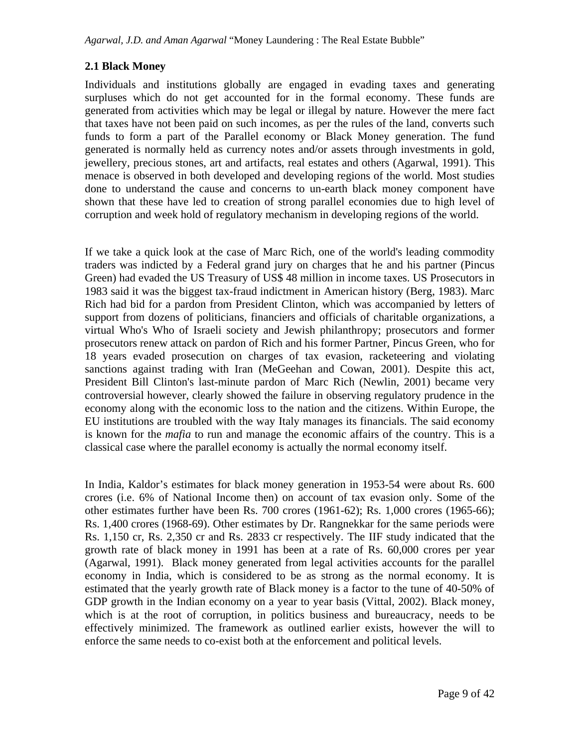## 2.1 Black Money

Individuals and institutions globally are engaged in evading taxes and generating surpluses which do not get accounted for in the formal economy. These funds are generated from activities which may be legal or illegal by nature. However the mere fact that taxes have not been paid on such incomes, as per the rules of the land, converts such funds to form a part of the Parallel economy or Black Money generation. The fund generated is normally held as currency notes and/or assets through investments in gold, jewellery, precious stones, art and artifacts, real estates and others (Agarwal, 1991). This menace is observed in both developed and developing regions of the world. Most studies done to understand the cause and concerns to un-earth black money component have shown that these have led to creation of strong parallel economies due to high level of corruption and week hold of regulatory mechanism in developing regions of the world.

If we take a quick look at the case of Marc Rich, one of the world's leading commodity traders was indicted by a Federal grand jury on charges that he and his partner (Pincus Green) had evaded the US Treasury of US$ 48 million in income taxes. US Prosecutors in 1983 said it was the biggest tax-fraud indictment in American history (Berg, 1983). Marc Rich had bid for a pardon from President Clinton, which was accompanied by letters of support from dozens of politicians, financiers and officials of charitable organizations, a virtual Who's Who of Israeli society and Jewish philanthropy; prosecutors and former prosecutors renew attack on pardon of Rich and his former Partner, Pincus Green, who for 18 years evaded prosecution on charges of tax evasion, racketeering and violating sanctions against trading with Iran (MeGeehan and Cowan, 2001). Despite this act, President Bill Clinton's last-minute pardon of Marc Rich (Newlin, 2001) became very controversial however, clearly showed the failure in observing regulatory prudence in the economy along with the economic loss to the nation and the citizens. Within Europe, the EU institutions are troubled with the way Italy manages its financials. The said economy is known for the *mafia* to run and manage the economic affairs of the country. This is a classical case where the parallel economy is actually the normal economy itself.

In India, Kaldor's estimates for black money generation in 1953-54 were about Rs. 600 crores (i.e. 6% of National Income then) on account of tax evasion only. Some of the other estimates further have been Rs. 700 crores (1961-62); Rs. 1,000 crores (1965-66); Rs. 1,400 crores (1968-69). Other estimates by Dr. Rangnekkar for the same periods were Rs. 1,150 cr, Rs. 2,350 cr and Rs. 2833 cr respectively. The IIF study indicated that the growth rate of black money in 1991 has been at a rate of Rs. 60,000 crores per year (Agarwal, 1991). Black money generated from legal activities accounts for the parallel economy in India, which is considered to be as strong as the normal economy. It is estimated that the yearly growth rate of Black money is a factor to the tune of 40-50% of GDP growth in the Indian economy on a year to year basis (Vittal, 2002). Black money, which is at the root of corruption, in politics business and bureaucracy, needs to be effectively minimized. The framework as outlined earlier exists, however the will to enforce the same needs to co-exist both at the enforcement and political levels.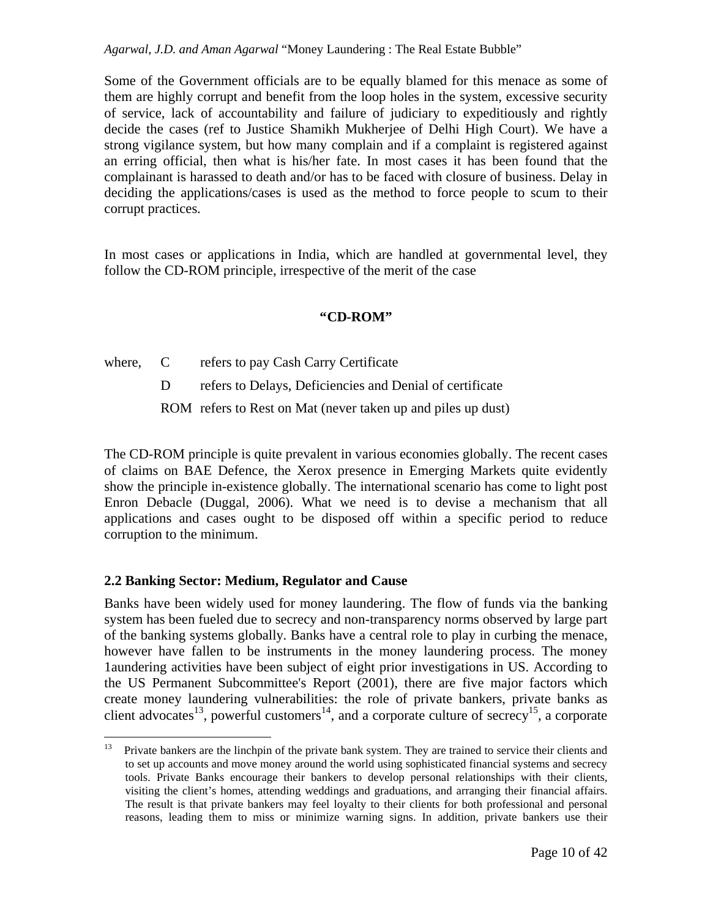Some of the Government officials are to be equally blamed for this menace as some of them are highly corrupt and benefit from the loop holes in the system, excessive security of service, lack of accountability and failure of judiciary to expeditiously and rightly decide the cases (ref to Justice Shamikh Mukherjee of Delhi High Court). We have a strong vigilance system, but how many complain and if a complaint is registered against an erring official, then what is his/her fate. In most cases it has been found that the complainant is harassed to death and/or has to be faced with closure of business. Delay in deciding the applications/cases is used as the method to force people to scum to their corrupt practices.

In most cases or applications in India, which are handled at governmental level, they follow the CD-ROM principle, irrespective of the merit of the case

**"CD-ROM"**

where, C refers to pay Cash Carry Certificate

D refers to Delays, Deficiencies and Denial of certificate

ROM refers to Rest on Mat (never taken up and piles up dust)

The CD-ROM principle is quite prevalent in various economies globally. The recent cases of claims on BAE Defence, the Xerox presence in Emerging Markets quite evidently show the principle in-existence globally. The international scenario has come to light post Enron Debacle (Duggal, 2006). What we need is to devise a mechanism that all applications and cases ought to be disposed off within a specific period to reduce corruption to the minimum.

### 2.2 Banking Sector: Medium, Regulator and Cause

Banks have been widely used for money laundering. The flow of funds via the banking system has been fueled due to secrecy and non-transparency norms observed by large part of the banking systems globally. Banks have a central role to play in curbing the menace, however have fallen to be instruments in the money laundering process. The money 1aundering activities have been subject of eight prior investigations in US. According to the US Permanent Subcommittee's Report (2001), there are five major factors which create money laundering vulnerabilities: the role of private bankers, private banks as client advocates[13], powerful customers[14], and a corporate culture of secrecy[15], a corporate

---

[13] Private bankers are the linchpin of the private bank system. They are trained to service their clients and to set up accounts and move money around the world using sophisticated financial systems and secrecy tools. Private Banks encourage their bankers to develop personal relationships with their clients, visiting the client's homes, attending weddings and graduations, and arranging their financial affairs. The result is that private bankers may feel loyalty to their clients for both professional and personal reasons, leading them to miss or minimize warning signs. In addition, private bankers use their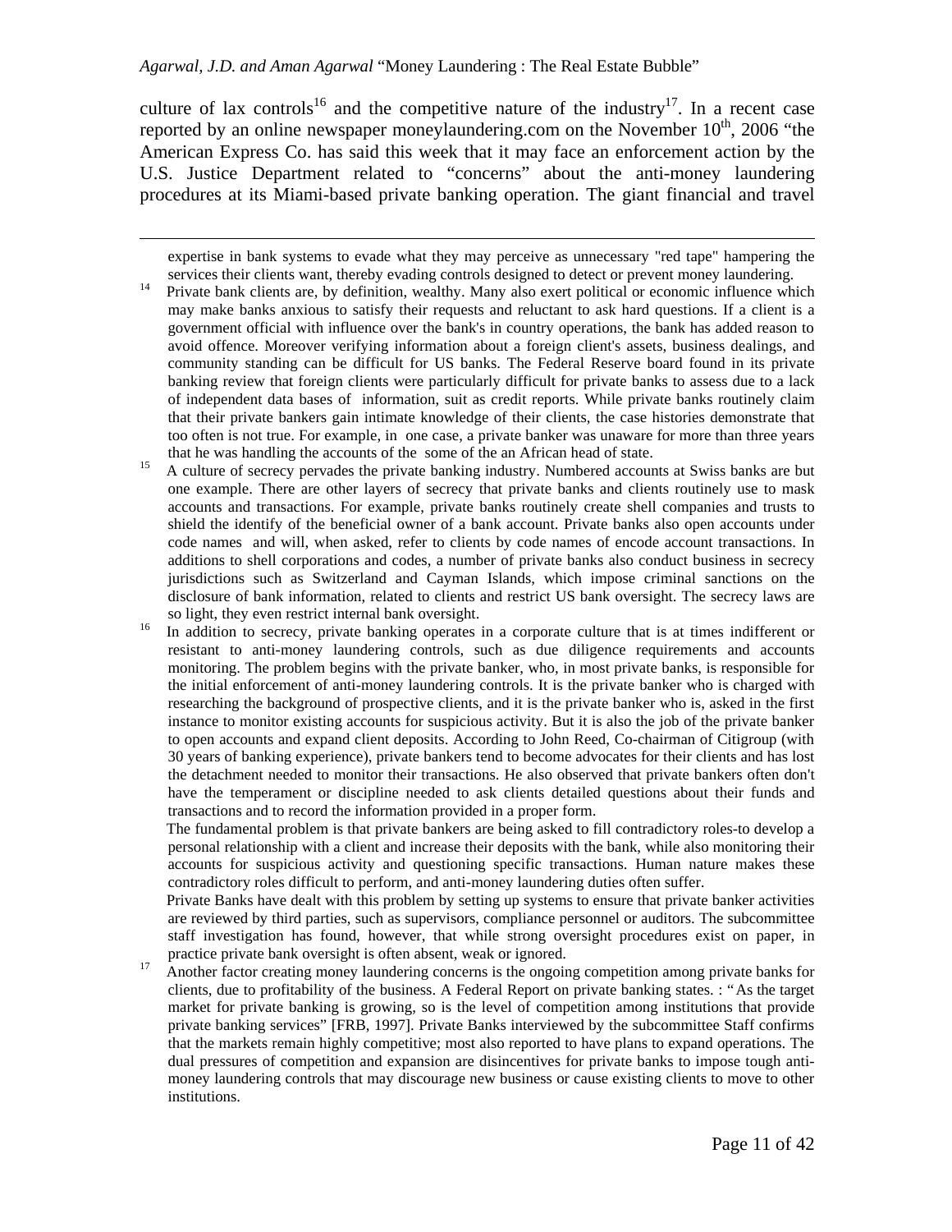culture of lax controls[16] and the competitive nature of the industry[17]. In a recent case reported by an online newspaper moneylaundering.com on the November 10th, 2006 "the American Express Co. has said this week that it may face an enforcement action by the U.S. Justice Department related to "concerns" about the anti-money laundering procedures at its Miami-based private banking operation. The giant financial and travel

---

expertise in bank systems to evade what they may perceive as unnecessary "red tape" hampering the services their clients want, thereby evading controls designed to detect or prevent money laundering.

[14] Private bank clients are, by definition, wealthy. Many also exert political or economic influence which may make banks anxious to satisfy their requests and reluctant to ask hard questions. If a client is a government official with influence over the bank's in country operations, the bank has added reason to avoid offence. Moreover verifying information about a foreign client's assets, business dealings, and community standing can be difficult for US banks. The Federal Reserve board found in its private banking review that foreign clients were particularly difficult for private banks to assess due to a lack of independent data bases of information, suit as credit reports. While private banks routinely claim that their private bankers gain intimate knowledge of their clients, the case histories demonstrate that too often is not true. For example, in one case, a private banker was unaware for more than three years that he was handling the accounts of the some of the an African head of state.

[15] A culture of secrecy pervades the private banking industry. Numbered accounts at Swiss banks are but one example. There are other layers of secrecy that private banks and clients routinely use to mask accounts and transactions. For example, private banks routinely create shell companies and trusts to shield the identify of the beneficial owner of a bank account. Private banks also open accounts under code names and will, when asked, refer to clients by code names of encode account transactions. In additions to shell corporations and codes, a number of private banks also conduct business in secrecy jurisdictions such as Switzerland and Cayman Islands, which impose criminal sanctions on the disclosure of bank information, related to clients and restrict US bank oversight. The secrecy laws are so light, they even restrict internal bank oversight.

[16] In addition to secrecy, private banking operates in a corporate culture that is at times indifferent or resistant to anti-money laundering controls, such as due diligence requirements and accounts monitoring. The problem begins with the private banker, who, in most private banks, is responsible for the initial enforcement of anti-money laundering controls. It is the private banker who is charged with researching the background of prospective clients, and it is the private banker who is, asked in the first instance to monitor existing accounts for suspicious activity. But it is also the job of the private banker to open accounts and expand client deposits. According to John Reed, Co-chairman of Citigroup (with 30 years of banking experience), private bankers tend to become advocates for their clients and has lost the detachment needed to monitor their transactions. He also observed that private bankers often don't have the temperament or discipline needed to ask clients detailed questions about their funds and transactions and to record the information provided in a proper form.

The fundamental problem is that private bankers are being asked to fill contradictory roles-to develop a personal relationship with a client and increase their deposits with the bank, while also monitoring their accounts for suspicious activity and questioning specific transactions. Human nature makes these contradictory roles difficult to perform, and anti-money laundering duties often suffer.

Private Banks have dealt with this problem by setting up systems to ensure that private banker activities are reviewed by third parties, such as supervisors, compliance personnel or auditors. The subcommittee staff investigation has found, however, that while strong oversight procedures exist on paper, in practice private bank oversight is often absent, weak or ignored.

[17] Another factor creating money laundering concerns is the ongoing competition among private banks for clients, due to profitability of the business. A Federal Report on private banking states. : "As the target market for private banking is growing, so is the level of competition among institutions that provide private banking services" [FRB, 1997]. Private Banks interviewed by the subcommittee Staff confirms that the markets remain highly competitive; most also reported to have plans to expand operations. The dual pressures of competition and expansion are disincentives for private banks to impose tough anti-money laundering controls that may discourage new business or cause existing clients to move to other institutions.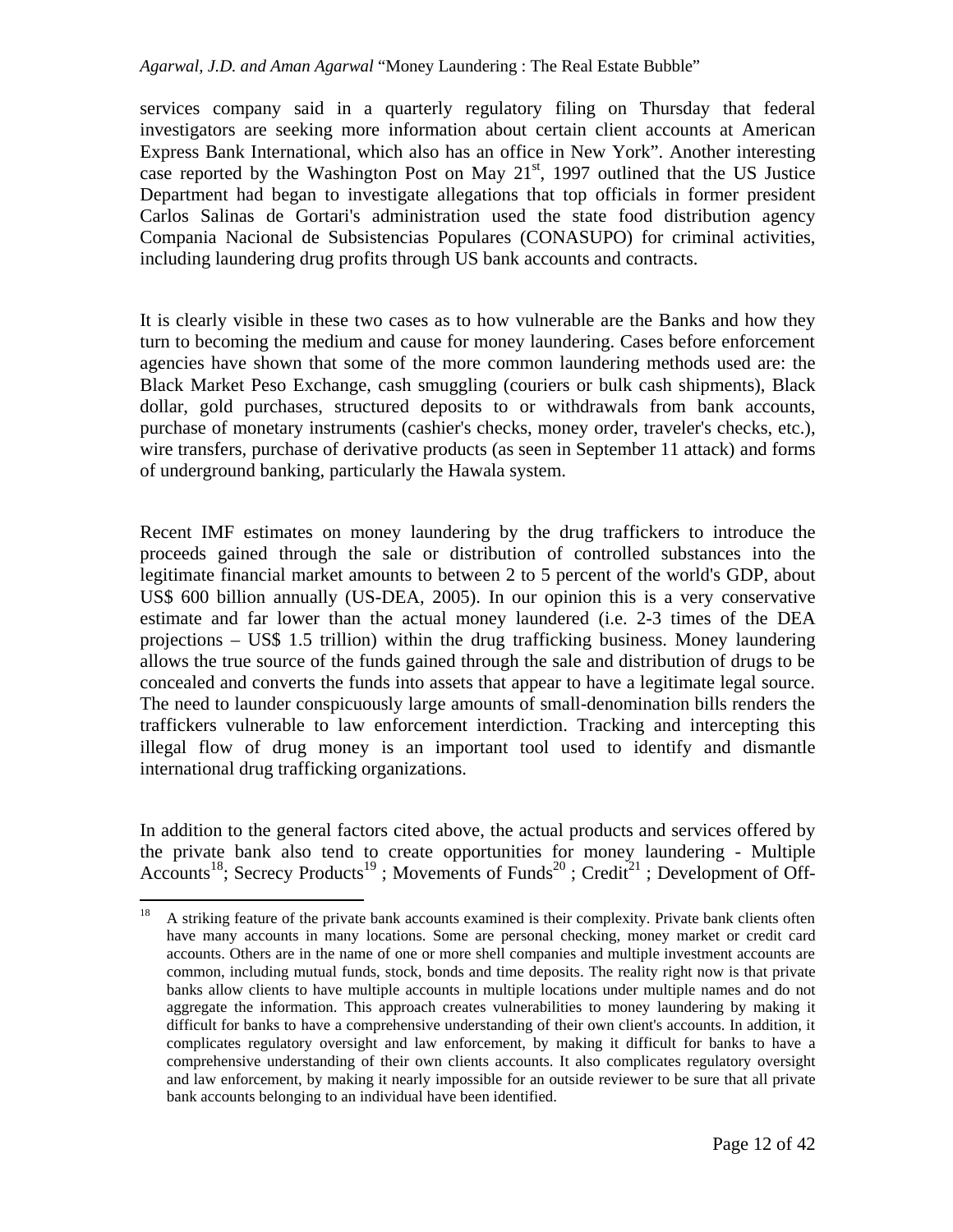services company said in a quarterly regulatory filing on Thursday that federal investigators are seeking more information about certain client accounts at American Express Bank International, which also has an office in New York". Another interesting case reported by the Washington Post on May 21st, 1997 outlined that the US Justice Department had began to investigate allegations that top officials in former president Carlos Salinas de Gortari's administration used the state food distribution agency Compania Nacional de Subsistencias Populares (CONASUPO) for criminal activities, including laundering drug profits through US bank accounts and contracts.

It is clearly visible in these two cases as to how vulnerable are the Banks and how they turn to becoming the medium and cause for money laundering. Cases before enforcement agencies have shown that some of the more common laundering methods used are: the Black Market Peso Exchange, cash smuggling (couriers or bulk cash shipments), Black dollar, gold purchases, structured deposits to or withdrawals from bank accounts, purchase of monetary instruments (cashier's checks, money order, traveler's checks, etc.), wire transfers, purchase of derivative products (as seen in September 11 attack) and forms of underground banking, particularly the Hawala system.

Recent IMF estimates on money laundering by the drug traffickers to introduce the proceeds gained through the sale or distribution of controlled substances into the legitimate financial market amounts to between 2 to 5 percent of the world's GDP, about US$ 600 billion annually (US-DEA, 2005). In our opinion this is a very conservative estimate and far lower than the actual money laundered (i.e. 2-3 times of the DEA projections – US$ 1.5 trillion) within the drug trafficking business. Money laundering allows the true source of the funds gained through the sale and distribution of drugs to be concealed and converts the funds into assets that appear to have a legitimate legal source. The need to launder conspicuously large amounts of small-denomination bills renders the traffickers vulnerable to law enforcement interdiction. Tracking and intercepting this illegal flow of drug money is an important tool used to identify and dismantle international drug trafficking organizations.

In addition to the general factors cited above, the actual products and services offered by the private bank also tend to create opportunities for money laundering - Multiple Accounts[18]; Secrecy Products[19] ; Movements of Funds[20] ; Credit[21] ; Development of Off-

---

[18] A striking feature of the private bank accounts examined is their complexity. Private bank clients often have many accounts in many locations. Some are personal checking, money market or credit card accounts. Others are in the name of one or more shell companies and multiple investment accounts are common, including mutual funds, stock, bonds and time deposits. The reality right now is that private banks allow clients to have multiple accounts in multiple locations under multiple names and do not aggregate the information. This approach creates vulnerabilities to money laundering by making it difficult for banks to have a comprehensive understanding of their own client's accounts. In addition, it complicates regulatory oversight and law enforcement, by making it difficult for banks to have a comprehensive understanding of their own clients accounts. It also complicates regulatory oversight and law enforcement, by making it nearly impossible for an outside reviewer to be sure that all private bank accounts belonging to an individual have been identified.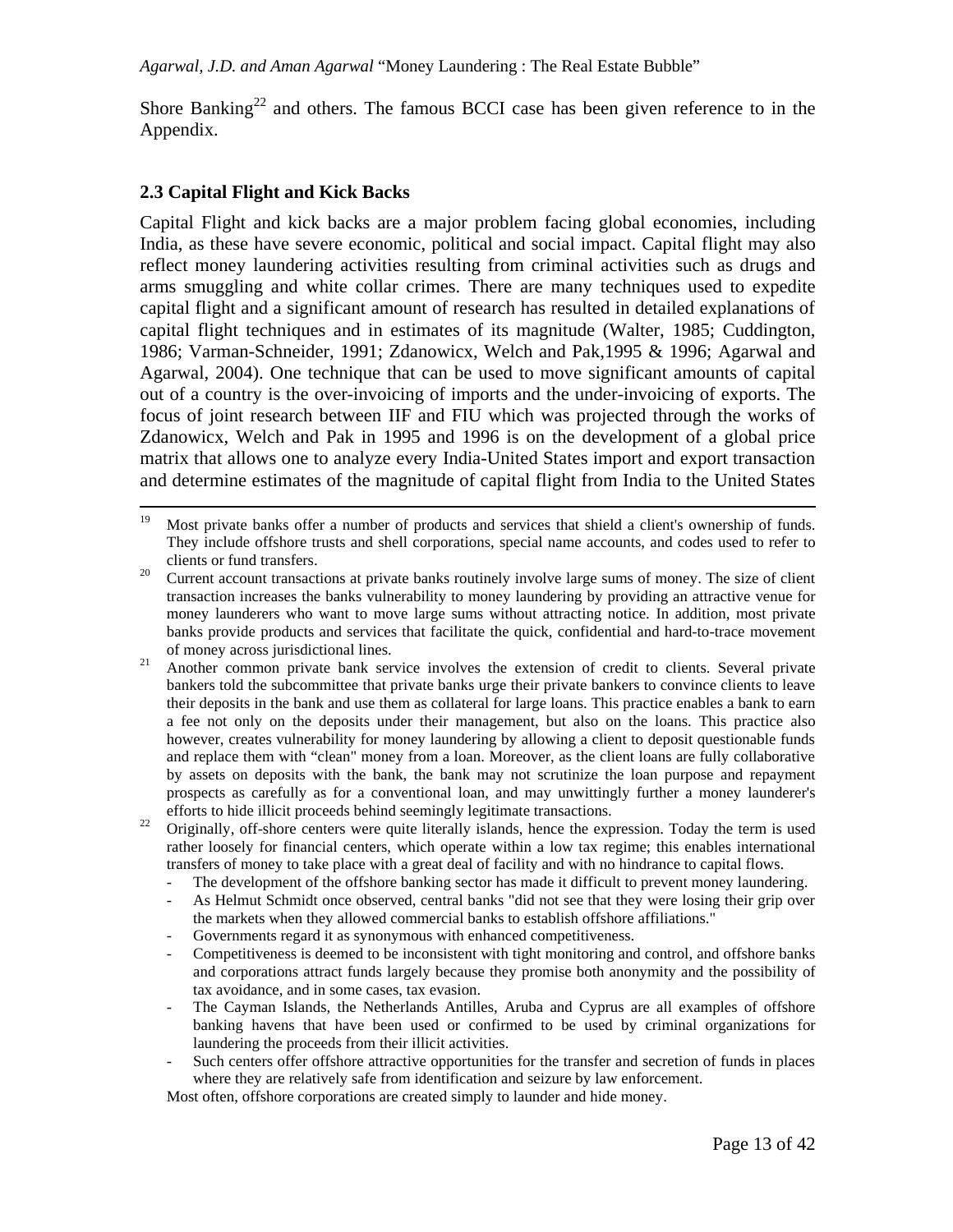Shore Banking[22] and others. The famous BCCI case has been given reference to in the Appendix.

### 2.3 Capital Flight and Kick Backs

Capital Flight and kick backs are a major problem facing global economies, including India, as these have severe economic, political and social impact. Capital flight may also reflect money laundering activities resulting from criminal activities such as drugs and arms smuggling and white collar crimes. There are many techniques used to expedite capital flight and a significant amount of research has resulted in detailed explanations of capital flight techniques and in estimates of its magnitude (Walter, 1985; Cuddington, 1986; Varman-Schneider, 1991; Zdanowicx, Welch and Pak,1995 & 1996; Agarwal and Agarwal, 2004). One technique that can be used to move significant amounts of capital out of a country is the over-invoicing of imports and the under-invoicing of exports. The focus of joint research between IIF and FIU which was projected through the works of Zdanowicx, Welch and Pak in 1995 and 1996 is on the development of a global price matrix that allows one to analyze every India-United States import and export transaction and determine estimates of the magnitude of capital flight from India to the United States

---

[19] Most private banks offer a number of products and services that shield a client's ownership of funds. They include offshore trusts and shell corporations, special name accounts, and codes used to refer to clients or fund transfers.

[20] Current account transactions at private banks routinely involve large sums of money. The size of client transaction increases the banks vulnerability to money laundering by providing an attractive venue for money launderers who want to move large sums without attracting notice. In addition, most private banks provide products and services that facilitate the quick, confidential and hard-to-trace movement of money across jurisdictional lines.

[21] Another common private bank service involves the extension of credit to clients. Several private bankers told the subcommittee that private banks urge their private bankers to convince clients to leave their deposits in the bank and use them as collateral for large loans. This practice enables a bank to earn a fee not only on the deposits under their management, but also on the loans. This practice also however, creates vulnerability for money laundering by allowing a client to deposit questionable funds and replace them with "clean" money from a loan. Moreover, as the client loans are fully collaborative by assets on deposits with the bank, the bank may not scrutinize the loan purpose and repayment prospects as carefully as for a conventional loan, and may unwittingly further a money launderer's efforts to hide illicit proceeds behind seemingly legitimate transactions.

[22] Originally, off-shore centers were quite literally islands, hence the expression. Today the term is used rather loosely for financial centers, which operate within a low tax regime; this enables international transfers of money to take place with a great deal of facility and with no hindrance to capital flows.

- The development of the offshore banking sector has made it difficult to prevent money laundering.
- As Helmut Schmidt once observed, central banks "did not see that they were losing their grip over the markets when they allowed commercial banks to establish offshore affiliations."
- Governments regard it as synonymous with enhanced competitiveness.
- Competitiveness is deemed to be inconsistent with tight monitoring and control, and offshore banks and corporations attract funds largely because they promise both anonymity and the possibility of tax avoidance, and in some cases, tax evasion.
- The Cayman Islands, the Netherlands Antilles, Aruba and Cyprus are all examples of offshore banking havens that have been used or confirmed to be used by criminal organizations for laundering the proceeds from their illicit activities.
- Such centers offer offshore attractive opportunities for the transfer and secretion of funds in places where they are relatively safe from identification and seizure by law enforcement.

Most often, offshore corporations are created simply to launder and hide money.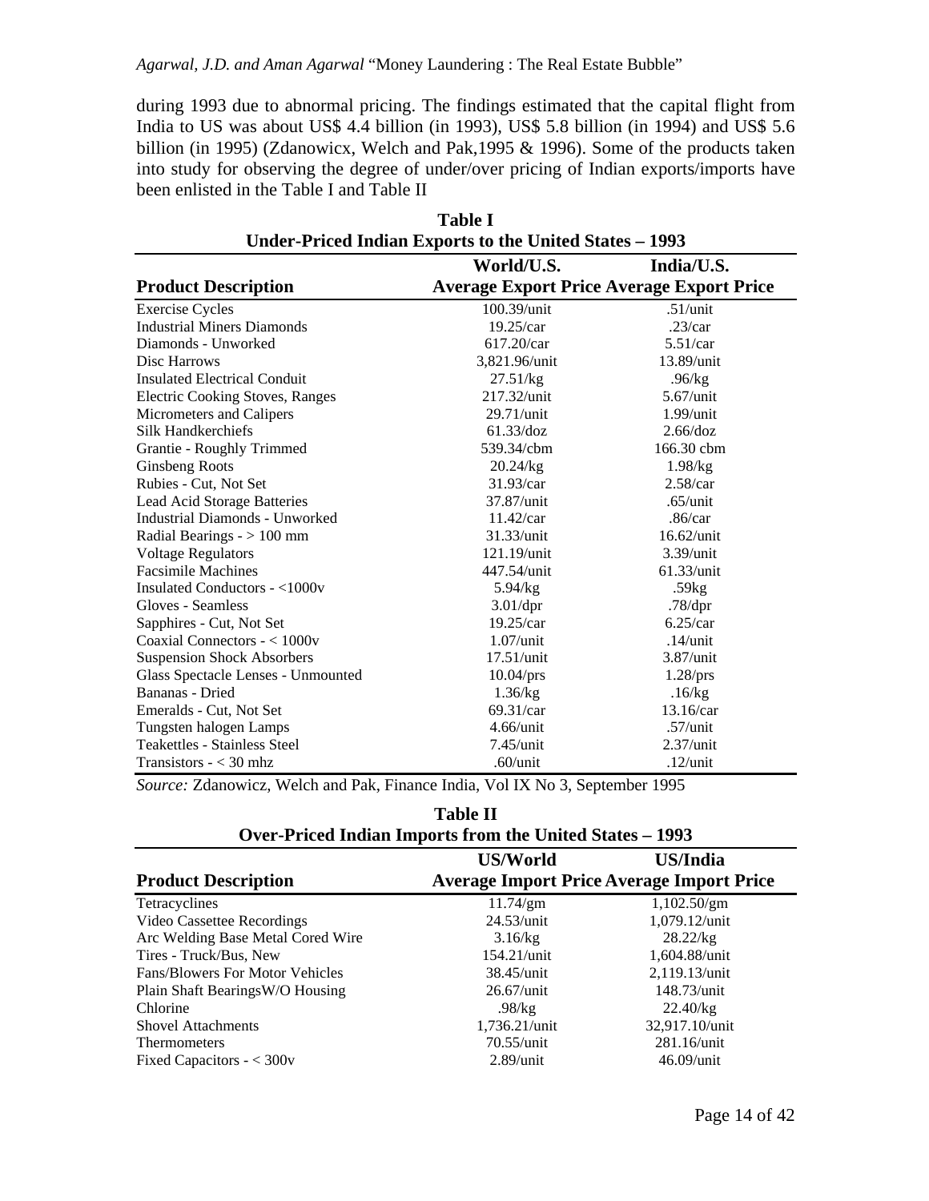during 1993 due to abnormal pricing. The findings estimated that the capital flight from India to US was about US$ 4.4 billion (in 1993), US$ 5.8 billion (in 1994) and US$ 5.6 billion (in 1995) (Zdanowicx, Welch and Pak,1995 & 1996). Some of the products taken into study for observing the degree of under/over pricing of Indian exports/imports have been enlisted in the Table I and Table II

**Table I**
**Under-Priced Indian Exports to the United States – 1993**

| Product Description | World/U.S. Average Export Price | India/U.S. Average Export Price |
|---|---|---|
| Exercise Cycles | 100.39/unit | .51/unit |
| Industrial Miners Diamonds | 19.25/car | .23/car |
| Diamonds - Unworked | 617.20/car | 5.51/car |
| Disc Harrows | 3,821.96/unit | 13.89/unit |
| Insulated Electrical Conduit | 27.51/kg | .96/kg |
| Electric Cooking Stoves, Ranges | 217.32/unit | 5.67/unit |
| Micrometers and Calipers | 29.71/unit | 1.99/unit |
| Silk Handkerchiefs | 61.33/doz | 2.66/doz |
| Grantie - Roughly Trimmed | 539.34/cbm | 166.30 cbm |
| Ginsbeng Roots | 20.24/kg | 1.98/kg |
| Rubies - Cut, Not Set | 31.93/car | 2.58/car |
| Lead Acid Storage Batteries | 37.87/unit | .65/unit |
| Industrial Diamonds - Unworked | 11.42/car | .86/car |
| Radial Bearings - > 100 mm | 31.33/unit | 16.62/unit |
| Voltage Regulators | 121.19/unit | 3.39/unit |
| Facsimile Machines | 447.54/unit | 61.33/unit |
| Insulated Conductors - <1000v | 5.94/kg | .59kg |
| Gloves - Seamless | 3.01/dpr | .78/dpr |
| Sapphires - Cut, Not Set | 19.25/car | 6.25/car |
| Coaxial Connectors - < 1000v | 1.07/unit | .14/unit |
| Suspension Shock Absorbers | 17.51/unit | 3.87/unit |
| Glass Spectacle Lenses - Unmounted | 10.04/prs | 1.28/prs |
| Bananas - Dried | 1.36/kg | .16/kg |
| Emeralds - Cut, Not Set | 69.31/car | 13.16/car |
| Tungsten halogen Lamps | 4.66/unit | .57/unit |
| Teakettles - Stainless Steel | 7.45/unit | 2.37/unit |
| Transistors - < 30 mhz | .60/unit | .12/unit |

*Source:* Zdanowicz, Welch and Pak, Finance India, Vol IX No 3, September 1995

**Table II**
**Over-Priced Indian Imports from the United States – 1993**

| Product Description | US/World Average Import Price | US/India Average Import Price |
|---|---|---|
| Tetracyclines | 11.74/gm | 1,102.50/gm |
| Video Cassettee Recordings | 24.53/unit | 1,079.12/unit |
| Arc Welding Base Metal Cored Wire | 3.16/kg | 28.22/kg |
| Tires - Truck/Bus, New | 154.21/unit | 1,604.88/unit |
| Fans/Blowers For Motor Vehicles | 38.45/unit | 2,119.13/unit |
| Plain Shaft BearingsW/O Housing | 26.67/unit | 148.73/unit |
| Chlorine | .98/kg | 22.40/kg |
| Shovel Attachments | 1,736.21/unit | 32,917.10/unit |
| Thermometers | 70.55/unit | 281.16/unit |
| Fixed Capacitors - < 300v | 2.89/unit | 46.09/unit |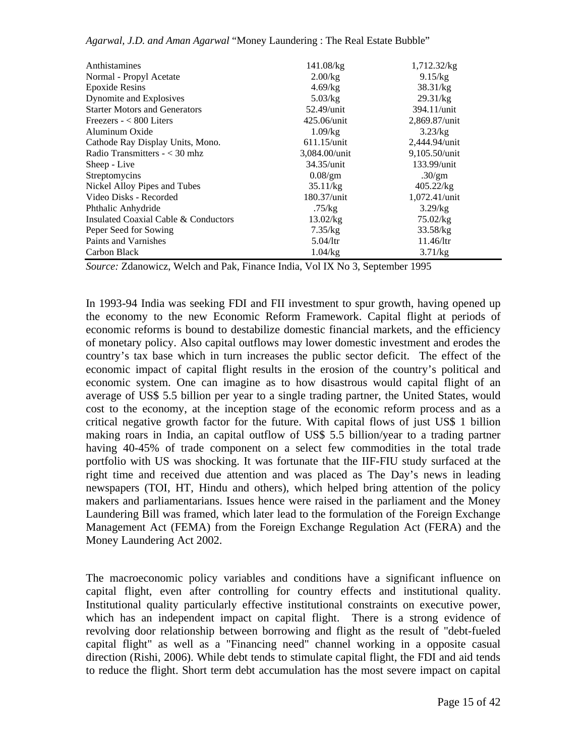| | | |
|---|---|---|
| Anthistamines | 141.08/kg | 1,712.32/kg |
| Normal - Propyl Acetate | 2.00/kg | 9.15/kg |
| Epoxide Resins | 4.69/kg | 38.31/kg |
| Dynomite and Explosives | 5.03/kg | 29.31/kg |
| Starter Motors and Generators | 52.49/unit | 394.11/unit |
| Freezers - < 800 Liters | 425.06/unit | 2,869.87/unit |
| Aluminum Oxide | 1.09/kg | 3.23/kg |
| Cathode Ray Display Units, Mono. | 611.15/unit | 2,444.94/unit |
| Radio Transmitters - < 30 mhz | 3,084.00/unit | 9,105.50/unit |
| Sheep - Live | 34.35/unit | 133.99/unit |
| Streptomycins | 0.08/gm | .30/gm |
| Nickel Alloy Pipes and Tubes | 35.11/kg | 405.22/kg |
| Video Disks - Recorded | 180.37/unit | 1,072.41/unit |
| Phthalic Anhydride | .75/kg | 3.29/kg |
| Insulated Coaxial Cable & Conductors | 13.02/kg | 75.02/kg |
| Peper Seed for Sowing | 7.35/kg | 33.58/kg |
| Paints and Varnishes | 5.04/ltr | 11.46/ltr |
| Carbon Black | 1.04/kg | 3.71/kg |

*Source:* Zdanowicz, Welch and Pak, Finance India, Vol IX No 3, September 1995

In 1993-94 India was seeking FDI and FII investment to spur growth, having opened up the economy to the new Economic Reform Framework. Capital flight at periods of economic reforms is bound to destabilize domestic financial markets, and the efficiency of monetary policy. Also capital outflows may lower domestic investment and erodes the country's tax base which in turn increases the public sector deficit. The effect of the economic impact of capital flight results in the erosion of the country's political and economic system. One can imagine as to how disastrous would capital flight of an average of US$ 5.5 billion per year to a single trading partner, the United States, would cost to the economy, at the inception stage of the economic reform process and as a critical negative growth factor for the future. With capital flows of just US$ 1 billion making roars in India, an capital outflow of US$ 5.5 billion/year to a trading partner having 40-45% of trade component on a select few commodities in the total trade portfolio with US was shocking. It was fortunate that the IIF-FIU study surfaced at the right time and received due attention and was placed as The Day's news in leading newspapers (TOI, HT, Hindu and others), which helped bring attention of the policy makers and parliamentarians. Issues hence were raised in the parliament and the Money Laundering Bill was framed, which later lead to the formulation of the Foreign Exchange Management Act (FEMA) from the Foreign Exchange Regulation Act (FERA) and the Money Laundering Act 2002.

The macroeconomic policy variables and conditions have a significant influence on capital flight, even after controlling for country effects and institutional quality. Institutional quality particularly effective institutional constraints on executive power, which has an independent impact on capital flight. There is a strong evidence of revolving door relationship between borrowing and flight as the result of "debt-fueled capital flight" as well as a "Financing need" channel working in a opposite casual direction (Rishi, 2006). While debt tends to stimulate capital flight, the FDI and aid tends to reduce the flight. Short term debt accumulation has the most severe impact on capital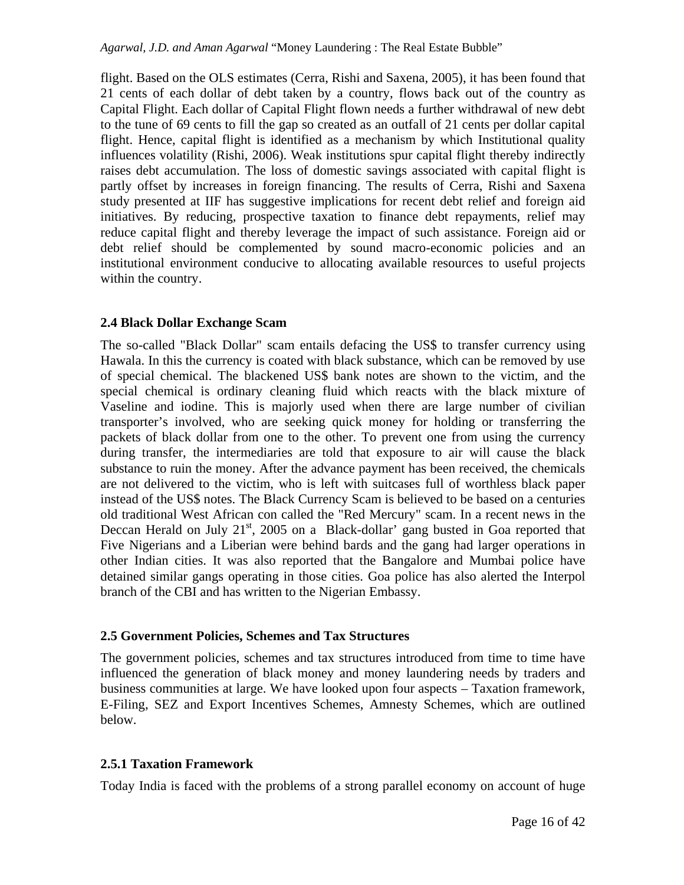flight. Based on the OLS estimates (Cerra, Rishi and Saxena, 2005), it has been found that 21 cents of each dollar of debt taken by a country, flows back out of the country as Capital Flight. Each dollar of Capital Flight flown needs a further withdrawal of new debt to the tune of 69 cents to fill the gap so created as an outfall of 21 cents per dollar capital flight. Hence, capital flight is identified as a mechanism by which Institutional quality influences volatility (Rishi, 2006). Weak institutions spur capital flight thereby indirectly raises debt accumulation. The loss of domestic savings associated with capital flight is partly offset by increases in foreign financing. The results of Cerra, Rishi and Saxena study presented at IIF has suggestive implications for recent debt relief and foreign aid initiatives. By reducing, prospective taxation to finance debt repayments, relief may reduce capital flight and thereby leverage the impact of such assistance. Foreign aid or debt relief should be complemented by sound macro-economic policies and an institutional environment conducive to allocating available resources to useful projects within the country.

### 2.4 Black Dollar Exchange Scam

The so-called "Black Dollar" scam entails defacing the US$ to transfer currency using Hawala. In this the currency is coated with black substance, which can be removed by use of special chemical. The blackened US$ bank notes are shown to the victim, and the special chemical is ordinary cleaning fluid which reacts with the black mixture of Vaseline and iodine. This is majorly used when there are large number of civilian transporter's involved, who are seeking quick money for holding or transferring the packets of black dollar from one to the other. To prevent one from using the currency during transfer, the intermediaries are told that exposure to air will cause the black substance to ruin the money. After the advance payment has been received, the chemicals are not delivered to the victim, who is left with suitcases full of worthless black paper instead of the US$ notes. The Black Currency Scam is believed to be based on a centuries old traditional West African con called the "Red Mercury" scam. In a recent news in the Deccan Herald on July 21st, 2005 on a Black-dollar' gang busted in Goa reported that Five Nigerians and a Liberian were behind bards and the gang had larger operations in other Indian cities. It was also reported that the Bangalore and Mumbai police have detained similar gangs operating in those cities. Goa police has also alerted the Interpol branch of the CBI and has written to the Nigerian Embassy.

### 2.5 Government Policies, Schemes and Tax Structures

The government policies, schemes and tax structures introduced from time to time have influenced the generation of black money and money laundering needs by traders and business communities at large. We have looked upon four aspects – Taxation framework, E-Filing, SEZ and Export Incentives Schemes, Amnesty Schemes, which are outlined below.

#### 2.5.1 Taxation Framework

Today India is faced with the problems of a strong parallel economy on account of huge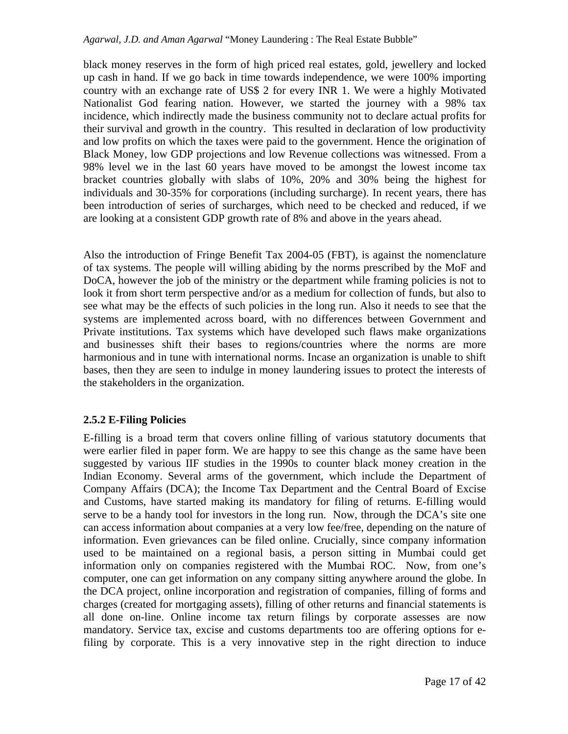black money reserves in the form of high priced real estates, gold, jewellery and locked up cash in hand. If we go back in time towards independence, we were 100% importing country with an exchange rate of US$ 2 for every INR 1. We were a highly Motivated Nationalist God fearing nation. However, we started the journey with a 98% tax incidence, which indirectly made the business community not to declare actual profits for their survival and growth in the country. This resulted in declaration of low productivity and low profits on which the taxes were paid to the government. Hence the origination of Black Money, low GDP projections and low Revenue collections was witnessed. From a 98% level we in the last 60 years have moved to be amongst the lowest income tax bracket countries globally with slabs of 10%, 20% and 30% being the highest for individuals and 30-35% for corporations (including surcharge). In recent years, there has been introduction of series of surcharges, which need to be checked and reduced, if we are looking at a consistent GDP growth rate of 8% and above in the years ahead.

Also the introduction of Fringe Benefit Tax 2004-05 (FBT), is against the nomenclature of tax systems. The people will willing abiding by the norms prescribed by the MoF and DoCA, however the job of the ministry or the department while framing policies is not to look it from short term perspective and/or as a medium for collection of funds, but also to see what may be the effects of such policies in the long run. Also it needs to see that the systems are implemented across board, with no differences between Government and Private institutions. Tax systems which have developed such flaws make organizations and businesses shift their bases to regions/countries where the norms are more harmonious and in tune with international norms. Incase an organization is unable to shift bases, then they are seen to indulge in money laundering issues to protect the interests of the stakeholders in the organization.

### 2.5.2 E-Filing Policies

E-filling is a broad term that covers online filling of various statutory documents that were earlier filed in paper form. We are happy to see this change as the same have been suggested by various IIF studies in the 1990s to counter black money creation in the Indian Economy. Several arms of the government, which include the Department of Company Affairs (DCA); the Income Tax Department and the Central Board of Excise and Customs, have started making its mandatory for filing of returns. E-filling would serve to be a handy tool for investors in the long run. Now, through the DCA's site one can access information about companies at a very low fee/free, depending on the nature of information. Even grievances can be filed online. Crucially, since company information used to be maintained on a regional basis, a person sitting in Mumbai could get information only on companies registered with the Mumbai ROC. Now, from one's computer, one can get information on any company sitting anywhere around the globe. In the DCA project, online incorporation and registration of companies, filling of forms and charges (created for mortgaging assets), filling of other returns and financial statements is all done on-line. Online income tax return filings by corporate assesses are now mandatory. Service tax, excise and customs departments too are offering options for e-filing by corporate. This is a very innovative step in the right direction to induce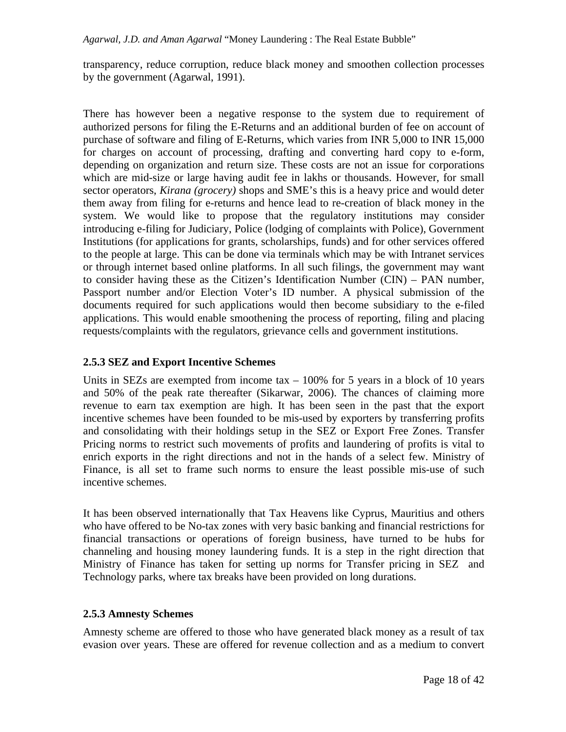transparency, reduce corruption, reduce black money and smoothen collection processes by the government (Agarwal, 1991).

There has however been a negative response to the system due to requirement of authorized persons for filing the E-Returns and an additional burden of fee on account of purchase of software and filing of E-Returns, which varies from INR 5,000 to INR 15,000 for charges on account of processing, drafting and converting hard copy to e-form, depending on organization and return size. These costs are not an issue for corporations which are mid-size or large having audit fee in lakhs or thousands. However, for small sector operators, *Kirana (grocery)* shops and SME's this is a heavy price and would deter them away from filing for e-returns and hence lead to re-creation of black money in the system. We would like to propose that the regulatory institutions may consider introducing e-filing for Judiciary, Police (lodging of complaints with Police), Government Institutions (for applications for grants, scholarships, funds) and for other services offered to the people at large. This can be done via terminals which may be with Intranet services or through internet based online platforms. In all such filings, the government may want to consider having these as the Citizen's Identification Number (CIN) – PAN number, Passport number and/or Election Voter's ID number. A physical submission of the documents required for such applications would then become subsidiary to the e-filed applications. This would enable smoothening the process of reporting, filing and placing requests/complaints with the regulators, grievance cells and government institutions.

### 2.5.3 SEZ and Export Incentive Schemes

Units in SEZs are exempted from income tax – 100% for 5 years in a block of 10 years and 50% of the peak rate thereafter (Sikarwar, 2006). The chances of claiming more revenue to earn tax exemption are high. It has been seen in the past that the export incentive schemes have been founded to be mis-used by exporters by transferring profits and consolidating with their holdings setup in the SEZ or Export Free Zones. Transfer Pricing norms to restrict such movements of profits and laundering of profits is vital to enrich exports in the right directions and not in the hands of a select few. Ministry of Finance, is all set to frame such norms to ensure the least possible mis-use of such incentive schemes.

It has been observed internationally that Tax Heavens like Cyprus, Mauritius and others who have offered to be No-tax zones with very basic banking and financial restrictions for financial transactions or operations of foreign business, have turned to be hubs for channeling and housing money laundering funds. It is a step in the right direction that Ministry of Finance has taken for setting up norms for Transfer pricing in SEZ and Technology parks, where tax breaks have been provided on long durations.

### 2.5.3 Amnesty Schemes

Amnesty scheme are offered to those who have generated black money as a result of tax evasion over years. These are offered for revenue collection and as a medium to convert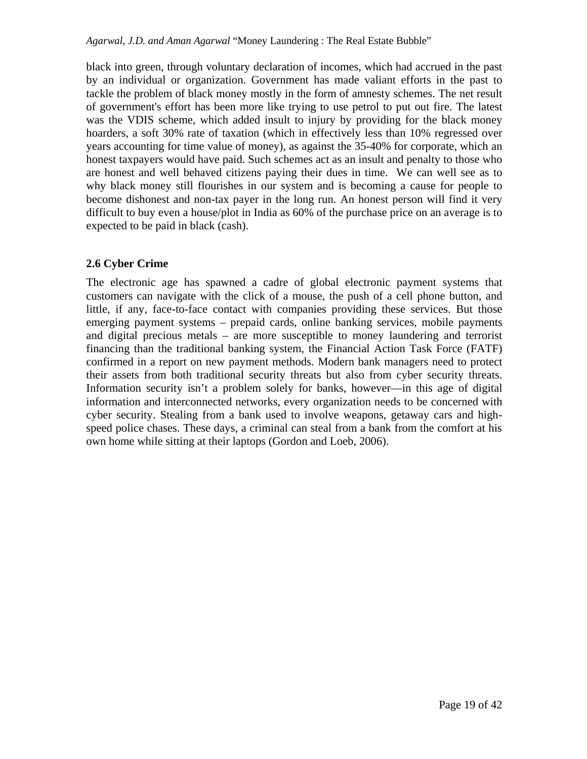black into green, through voluntary declaration of incomes, which had accrued in the past by an individual or organization. Government has made valiant efforts in the past to tackle the problem of black money mostly in the form of amnesty schemes. The net result of government's effort has been more like trying to use petrol to put out fire. The latest was the VDIS scheme, which added insult to injury by providing for the black money hoarders, a soft 30% rate of taxation (which in effectively less than 10% regressed over years accounting for time value of money), as against the 35-40% for corporate, which an honest taxpayers would have paid. Such schemes act as an insult and penalty to those who are honest and well behaved citizens paying their dues in time. We can well see as to why black money still flourishes in our system and is becoming a cause for people to become dishonest and non-tax payer in the long run. An honest person will find it very difficult to buy even a house/plot in India as 60% of the purchase price on an average is to expected to be paid in black (cash).

### 2.6 Cyber Crime

The electronic age has spawned a cadre of global electronic payment systems that customers can navigate with the click of a mouse, the push of a cell phone button, and little, if any, face-to-face contact with companies providing these services. But those emerging payment systems – prepaid cards, online banking services, mobile payments and digital precious metals – are more susceptible to money laundering and terrorist financing than the traditional banking system, the Financial Action Task Force (FATF) confirmed in a report on new payment methods. Modern bank managers need to protect their assets from both traditional security threats but also from cyber security threats. Information security isn't a problem solely for banks, however—in this age of digital information and interconnected networks, every organization needs to be concerned with cyber security. Stealing from a bank used to involve weapons, getaway cars and high-speed police chases. These days, a criminal can steal from a bank from the comfort at his own home while sitting at their laptops (Gordon and Loeb, 2006).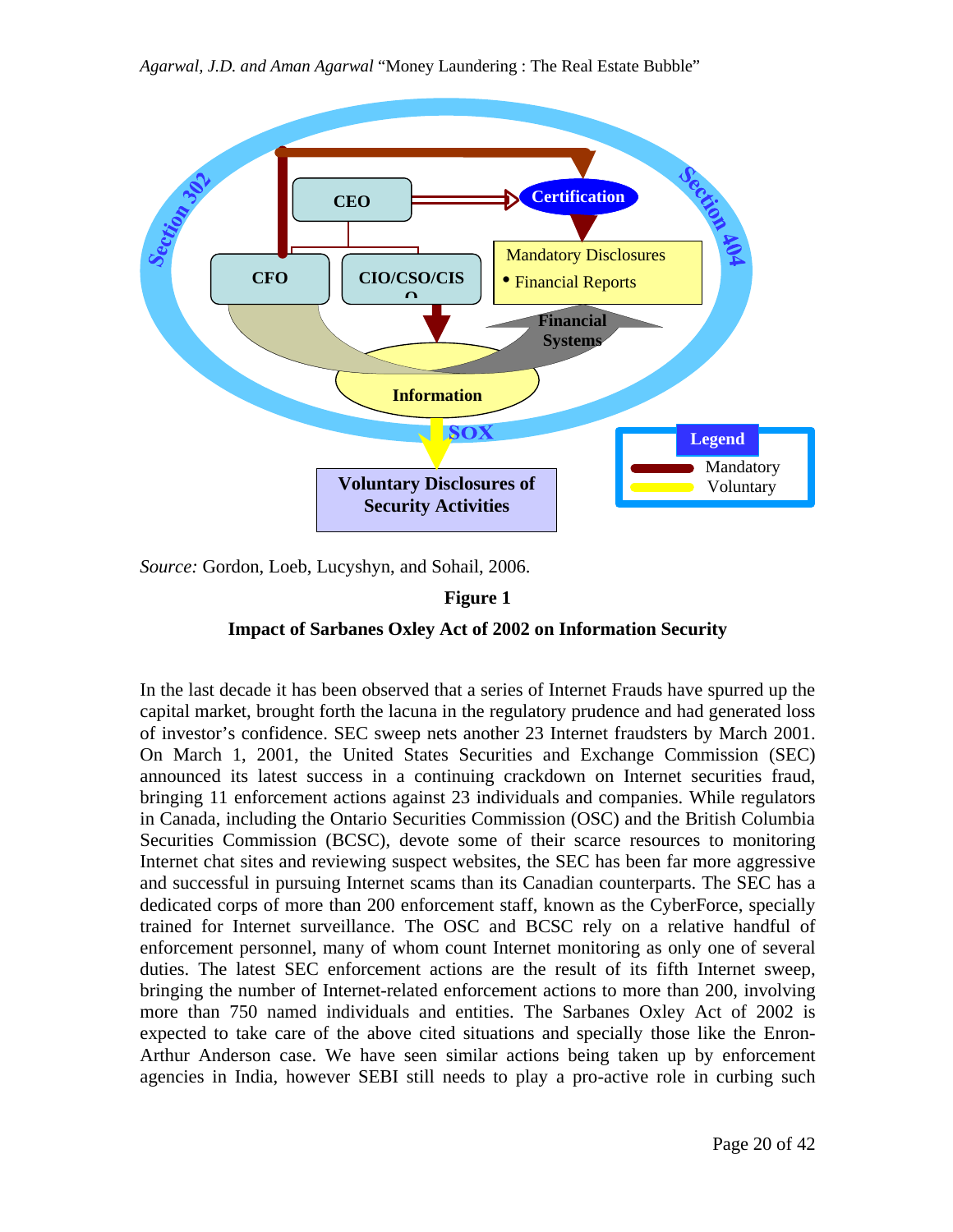Source: Gordon, Loeb, Lucyshyn, and Sohail, 2006.

**Figure 1**

**Impact of Sarbanes Oxley Act of 2002 on Information Security**

In the last decade it has been observed that a series of Internet Frauds have spurred up the capital market, brought forth the lacuna in the regulatory prudence and had generated loss of investor's confidence. SEC sweep nets another 23 Internet fraudsters by March 2001. On March 1, 2001, the United States Securities and Exchange Commission (SEC) announced its latest success in a continuing crackdown on Internet securities fraud, bringing 11 enforcement actions against 23 individuals and companies. While regulators in Canada, including the Ontario Securities Commission (OSC) and the British Columbia Securities Commission (BCSC), devote some of their scarce resources to monitoring Internet chat sites and reviewing suspect websites, the SEC has been far more aggressive and successful in pursuing Internet scams than its Canadian counterparts. The SEC has a dedicated corps of more than 200 enforcement staff, known as the CyberForce, specially trained for Internet surveillance. The OSC and BCSC rely on a relative handful of enforcement personnel, many of whom count Internet monitoring as only one of several duties. The latest SEC enforcement actions are the result of its fifth Internet sweep, bringing the number of Internet-related enforcement actions to more than 200, involving more than 750 named individuals and entities. The Sarbanes Oxley Act of 2002 is expected to take care of the above cited situations and specially those like the Enron-Arthur Anderson case. We have seen similar actions being taken up by enforcement agencies in India, however SEBI still needs to play a pro-active role in curbing such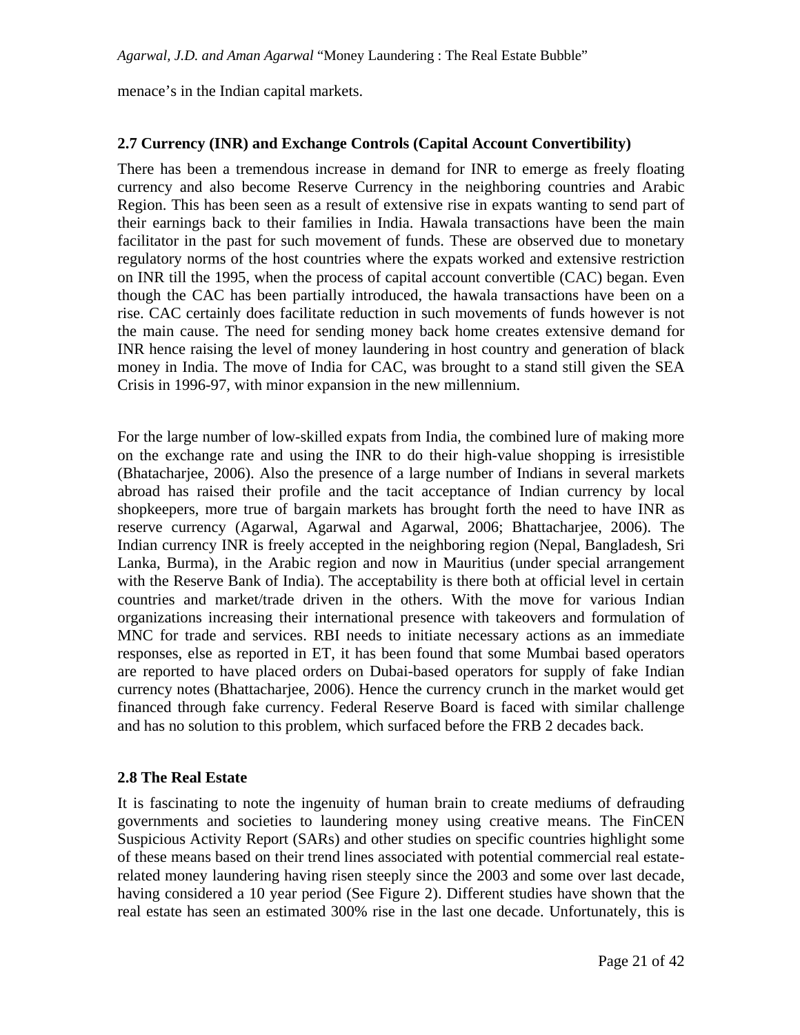menace's in the Indian capital markets.

### 2.7 Currency (INR) and Exchange Controls (Capital Account Convertibility)

There has been a tremendous increase in demand for INR to emerge as freely floating currency and also become Reserve Currency in the neighboring countries and Arabic Region. This has been seen as a result of extensive rise in expats wanting to send part of their earnings back to their families in India. Hawala transactions have been the main facilitator in the past for such movement of funds. These are observed due to monetary regulatory norms of the host countries where the expats worked and extensive restriction on INR till the 1995, when the process of capital account convertible (CAC) began. Even though the CAC has been partially introduced, the hawala transactions have been on a rise. CAC certainly does facilitate reduction in such movements of funds however is not the main cause. The need for sending money back home creates extensive demand for INR hence raising the level of money laundering in host country and generation of black money in India. The move of India for CAC, was brought to a stand still given the SEA Crisis in 1996-97, with minor expansion in the new millennium.

For the large number of low-skilled expats from India, the combined lure of making more on the exchange rate and using the INR to do their high-value shopping is irresistible (Bhatacharjee, 2006). Also the presence of a large number of Indians in several markets abroad has raised their profile and the tacit acceptance of Indian currency by local shopkeepers, more true of bargain markets has brought forth the need to have INR as reserve currency (Agarwal, Agarwal and Agarwal, 2006; Bhattacharjee, 2006). The Indian currency INR is freely accepted in the neighboring region (Nepal, Bangladesh, Sri Lanka, Burma), in the Arabic region and now in Mauritius (under special arrangement with the Reserve Bank of India). The acceptability is there both at official level in certain countries and market/trade driven in the others. With the move for various Indian organizations increasing their international presence with takeovers and formulation of MNC for trade and services. RBI needs to initiate necessary actions as an immediate responses, else as reported in ET, it has been found that some Mumbai based operators are reported to have placed orders on Dubai-based operators for supply of fake Indian currency notes (Bhattacharjee, 2006). Hence the currency crunch in the market would get financed through fake currency. Federal Reserve Board is faced with similar challenge and has no solution to this problem, which surfaced before the FRB 2 decades back.

### 2.8 The Real Estate

It is fascinating to note the ingenuity of human brain to create mediums of defrauding governments and societies to laundering money using creative means. The FinCEN Suspicious Activity Report (SARs) and other studies on specific countries highlight some of these means based on their trend lines associated with potential commercial real estate-related money laundering having risen steeply since the 2003 and some over last decade, having considered a 10 year period (See Figure 2). Different studies have shown that the real estate has seen an estimated 300% rise in the last one decade. Unfortunately, this is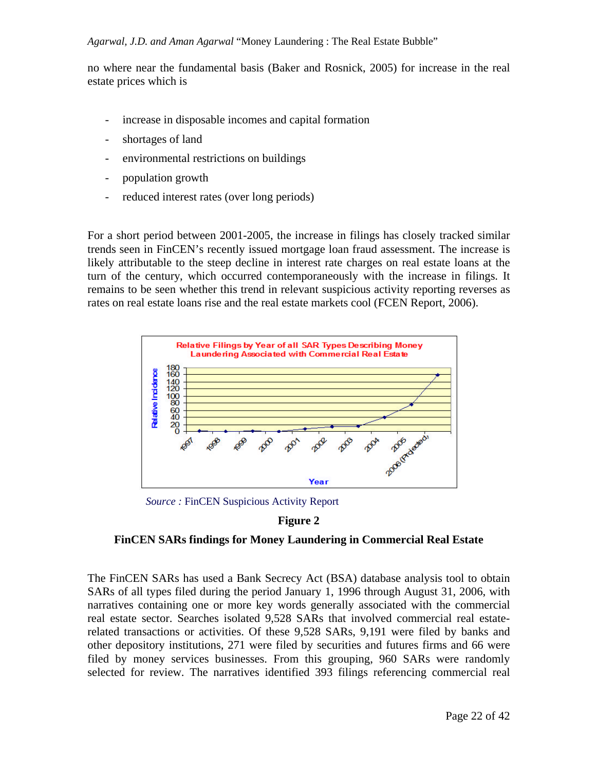no where near the fundamental basis (Baker and Rosnick, 2005) for increase in the real estate prices which is

- increase in disposable incomes and capital formation
- shortages of land
- environmental restrictions on buildings
- population growth
- reduced interest rates (over long periods)

For a short period between 2001-2005, the increase in filings has closely tracked similar trends seen in FinCEN's recently issued mortgage loan fraud assessment. The increase is likely attributable to the steep decline in interest rate charges on real estate loans at the turn of the century, which occurred contemporaneously with the increase in filings. It remains to be seen whether this trend in relevant suspicious activity reporting reverses as rates on real estate loans rise and the real estate markets cool (FCEN Report, 2006).

*Source :* FinCEN Suspicious Activity Report

**Figure 2**

**FinCEN SARs findings for Money Laundering in Commercial Real Estate**

The FinCEN SARs has used a Bank Secrecy Act (BSA) database analysis tool to obtain SARs of all types filed during the period January 1, 1996 through August 31, 2006, with narratives containing one or more key words generally associated with the commercial real estate sector. Searches isolated 9,528 SARs that involved commercial real estate-related transactions or activities. Of these 9,528 SARs, 9,191 were filed by banks and other depository institutions, 271 were filed by securities and futures firms and 66 were filed by money services businesses. From this grouping, 960 SARs were randomly selected for review. The narratives identified 393 filings referencing commercial real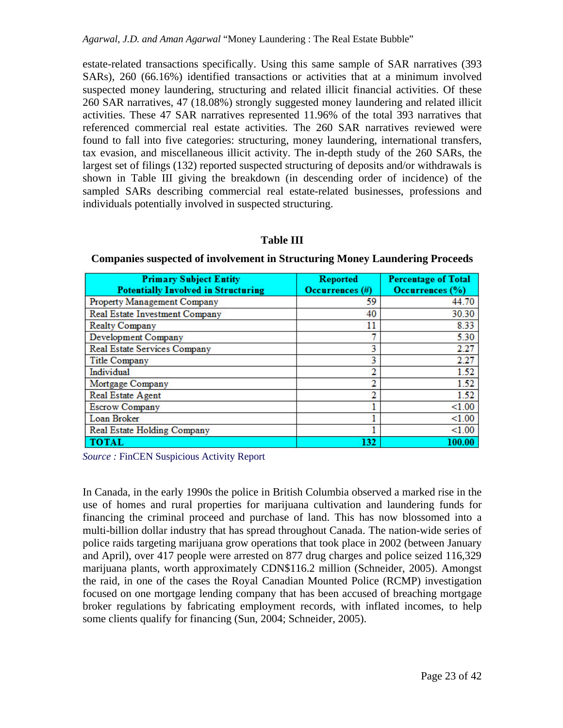estate-related transactions specifically. Using this same sample of SAR narratives (393 SARs), 260 (66.16%) identified transactions or activities that at a minimum involved suspected money laundering, structuring and related illicit financial activities. Of these 260 SAR narratives, 47 (18.08%) strongly suggested money laundering and related illicit activities. These 47 SAR narratives represented 11.96% of the total 393 narratives that referenced commercial real estate activities. The 260 SAR narratives reviewed were found to fall into five categories: structuring, money laundering, international transfers, tax evasion, and miscellaneous illicit activity. The in-depth study of the 260 SARs, the largest set of filings (132) reported suspected structuring of deposits and/or withdrawals is shown in Table III giving the breakdown (in descending order of incidence) of the sampled SARs describing commercial real estate-related businesses, professions and individuals potentially involved in suspected structuring.

**Table III**

**Companies suspected of involvement in Structuring Money Laundering Proceeds**

| Primary Subject Entity Potentially Involved in Structuring | Reported Occurrences (#) | Percentage of Total Occurrences (%) |
|---|---|---|
| Property Management Company | 59 | 44.70 |
| Real Estate Investment Company | 40 | 30.30 |
| Realty Company | 11 | 8.33 |
| Development Company | 7 | 5.30 |
| Real Estate Services Company | 3 | 2.27 |
| Title Company | 3 | 2.27 |
| Individual | 2 | 1.52 |
| Mortgage Company | 2 | 1.52 |
| Real Estate Agent | 2 | 1.52 |
| Escrow Company | 1 | <1.00 |
| Loan Broker | 1 | <1.00 |
| Real Estate Holding Company | 1 | <1.00 |
| **TOTAL** | **132** | **100.00** |

*Source :* FinCEN Suspicious Activity Report

In Canada, in the early 1990s the police in British Columbia observed a marked rise in the use of homes and rural properties for marijuana cultivation and laundering funds for financing the criminal proceed and purchase of land. This has now blossomed into a multi-billion dollar industry that has spread throughout Canada. The nation-wide series of police raids targeting marijuana grow operations that took place in 2002 (between January and April), over 417 people were arrested on 877 drug charges and police seized 116,329 marijuana plants, worth approximately CDN$116.2 million (Schneider, 2005). Amongst the raid, in one of the cases the Royal Canadian Mounted Police (RCMP) investigation focused on one mortgage lending company that has been accused of breaching mortgage broker regulations by fabricating employment records, with inflated incomes, to help some clients qualify for financing (Sun, 2004; Schneider, 2005).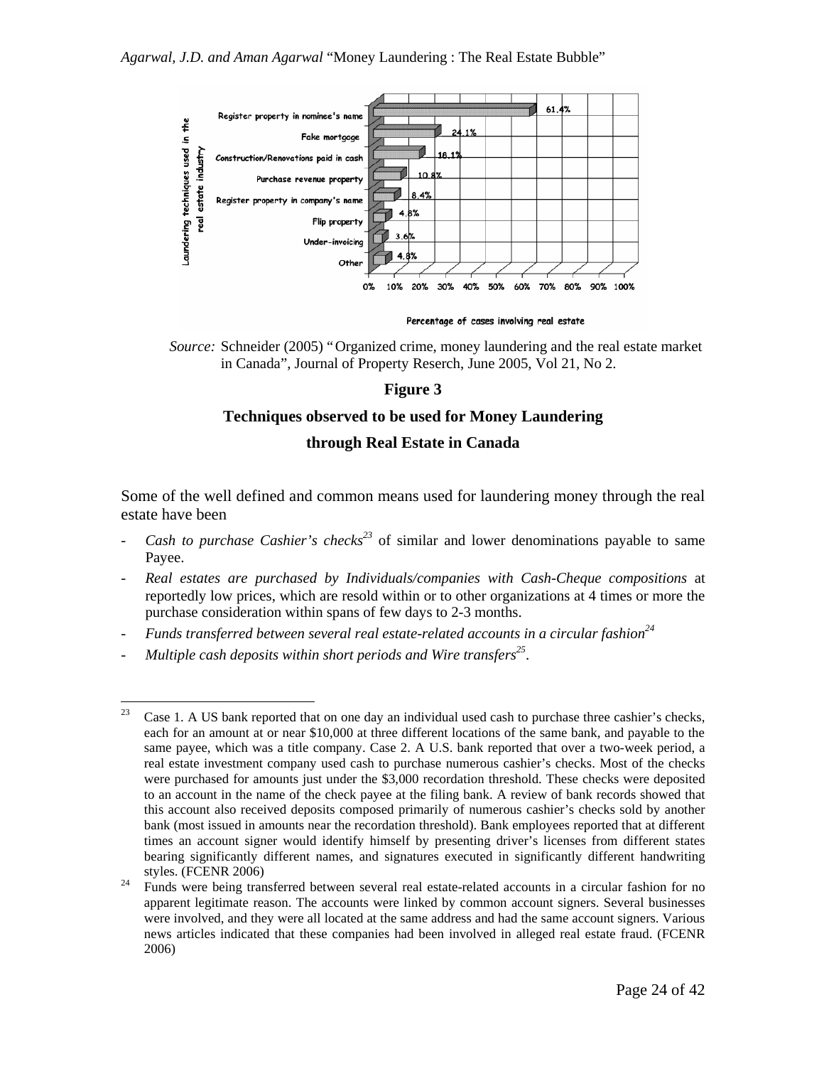| Laundering techniques used in the real estate industry | Percentage of cases involving real estate |
|---|---|
| Register property in nominee's name | 61.4% |
| Fake mortgage | 24.1% |
| Construction/Renovations paid in cash | 18.1% |
| Purchase revenue property | 10.8% |
| Register property in company's name | 8.4% |
| Flip property | 4.8% |
| Under-invoicing | 3.6% |
| Other | 4.8% |

*Source:* Schneider (2005) "Organized crime, money laundering and the real estate market in Canada", Journal of Property Reserch, June 2005, Vol 21, No 2.

**Figure 3**

**Techniques observed to be used for Money Laundering through Real Estate in Canada**

Some of the well defined and common means used for laundering money through the real estate have been

- *Cash to purchase Cashier's checks*[23] of similar and lower denominations payable to same Payee.
- *Real estates are purchased by Individuals/companies with Cash-Cheque compositions* at reportedly low prices, which are resold within or to other organizations at 4 times or more the purchase consideration within spans of few days to 2-3 months.
- *Funds transferred between several real estate-related accounts in a circular fashion*[24]
- *Multiple cash deposits within short periods and Wire transfers*[25].

---

[23] Case 1. A US bank reported that on one day an individual used cash to purchase three cashier's checks, each for an amount at or near $10,000 at three different locations of the same bank, and payable to the same payee, which was a title company. Case 2. A U.S. bank reported that over a two-week period, a real estate investment company used cash to purchase numerous cashier's checks. Most of the checks were purchased for amounts just under the $3,000 recordation threshold. These checks were deposited to an account in the name of the check payee at the filing bank. A review of bank records showed that this account also received deposits composed primarily of numerous cashier's checks sold by another bank (most issued in amounts near the recordation threshold). Bank employees reported that at different times an account signer would identify himself by presenting driver's licenses from different states bearing significantly different names, and signatures executed in significantly different handwriting styles. (FCENR 2006)

[24] Funds were being transferred between several real estate-related accounts in a circular fashion for no apparent legitimate reason. The accounts were linked by common account signers. Several businesses were involved, and they were all located at the same address and had the same account signers. Various news articles indicated that these companies had been involved in alleged real estate fraud. (FCENR 2006)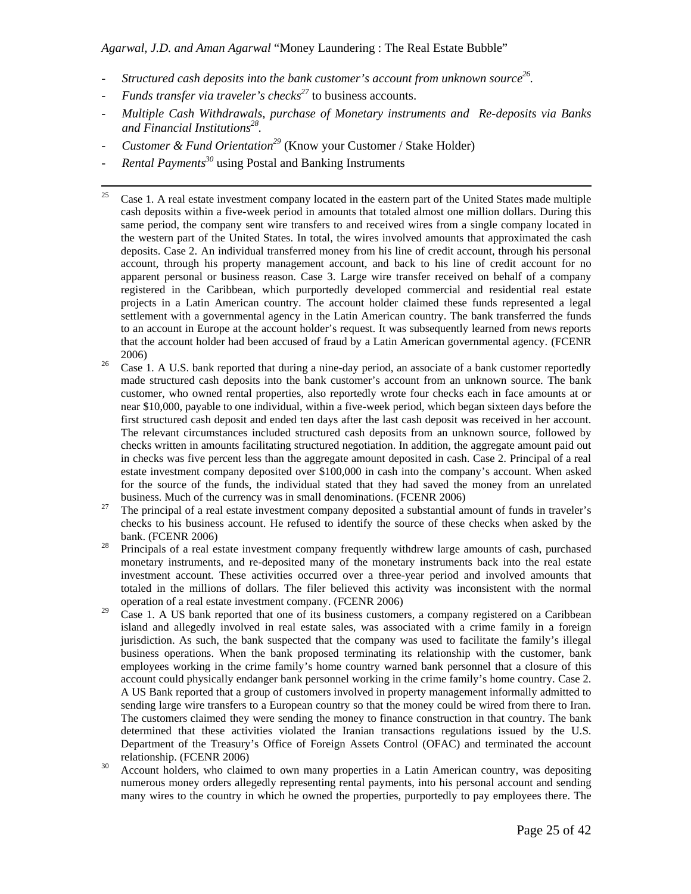- *Structured cash deposits into the bank customer's account from unknown source*[26].
- *Funds transfer via traveler's checks*[27] to business accounts.
- *Multiple Cash Withdrawals, purchase of Monetary instruments and Re-deposits via Banks and Financial Institutions*[28].
- *Customer & Fund Orientation*[29] (Know your Customer / Stake Holder)
- *Rental Payments*[30] using Postal and Banking Instruments

---

[25] Case 1. A real estate investment company located in the eastern part of the United States made multiple cash deposits within a five-week period in amounts that totaled almost one million dollars. During this same period, the company sent wire transfers to and received wires from a single company located in the western part of the United States. In total, the wires involved amounts that approximated the cash deposits. Case 2. An individual transferred money from his line of credit account, through his personal account, through his property management account, and back to his line of credit account for no apparent personal or business reason. Case 3. Large wire transfer received on behalf of a company registered in the Caribbean, which purportedly developed commercial and residential real estate projects in a Latin American country. The account holder claimed these funds represented a legal settlement with a governmental agency in the Latin American country. The bank transferred the funds to an account in Europe at the account holder's request. It was subsequently learned from news reports that the account holder had been accused of fraud by a Latin American governmental agency. (FCENR 2006)

[26] Case 1. A U.S. bank reported that during a nine-day period, an associate of a bank customer reportedly made structured cash deposits into the bank customer's account from an unknown source. The bank customer, who owned rental properties, also reportedly wrote four checks each in face amounts at or near $10,000, payable to one individual, within a five-week period, which began sixteen days before the first structured cash deposit and ended ten days after the last cash deposit was received in her account. The relevant circumstances included structured cash deposits from an unknown source, followed by checks written in amounts facilitating structured negotiation. In addition, the aggregate amount paid out in checks was five percent less than the aggregate amount deposited in cash. Case 2. Principal of a real estate investment company deposited over $100,000 in cash into the company's account. When asked for the source of the funds, the individual stated that they had saved the money from an unrelated business. Much of the currency was in small denominations. (FCENR 2006)

[27] The principal of a real estate investment company deposited a substantial amount of funds in traveler's checks to his business account. He refused to identify the source of these checks when asked by the bank. (FCENR 2006)

[28] Principals of a real estate investment company frequently withdrew large amounts of cash, purchased monetary instruments, and re-deposited many of the monetary instruments back into the real estate investment account. These activities occurred over a three-year period and involved amounts that totaled in the millions of dollars. The filer believed this activity was inconsistent with the normal operation of a real estate investment company. (FCENR 2006)

[29] Case 1. A US bank reported that one of its business customers, a company registered on a Caribbean island and allegedly involved in real estate sales, was associated with a crime family in a foreign jurisdiction. As such, the bank suspected that the company was used to facilitate the family's illegal business operations. When the bank proposed terminating its relationship with the customer, bank employees working in the crime family's home country warned bank personnel that a closure of this account could physically endanger bank personnel working in the crime family's home country. Case 2. A US Bank reported that a group of customers involved in property management informally admitted to sending large wire transfers to a European country so that the money could be wired from there to Iran. The customers claimed they were sending the money to finance construction in that country. The bank determined that these activities violated the Iranian transactions regulations issued by the U.S. Department of the Treasury's Office of Foreign Assets Control (OFAC) and terminated the account relationship. (FCENR 2006)

[30] Account holders, who claimed to own many properties in a Latin American country, was depositing numerous money orders allegedly representing rental payments, into his personal account and sending many wires to the country in which he owned the properties, purportedly to pay employees there. The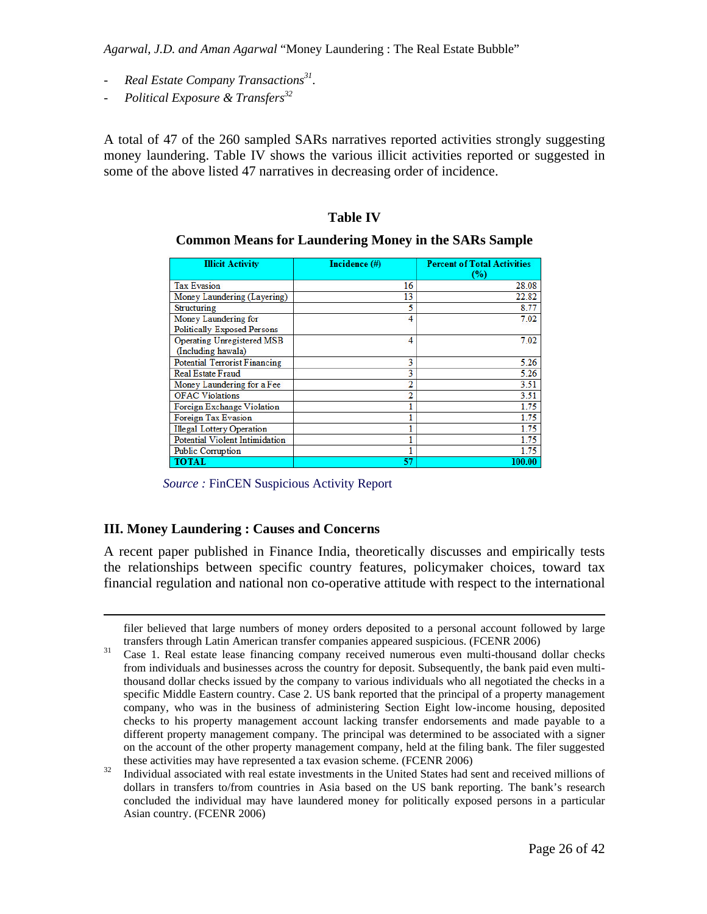- *Real Estate Company Transactions*[31].
- *Political Exposure & Transfers*[32]

A total of 47 of the 260 sampled SARs narratives reported activities strongly suggesting money laundering. Table IV shows the various illicit activities reported or suggested in some of the above listed 47 narratives in decreasing order of incidence.

**Table IV**

**Common Means for Laundering Money in the SARs Sample**

| Illicit Activity | Incidence (#) | Percent of Total Activities (%) |
|---|---|---|
| Tax Evasion | 16 | 28.08 |
| Money Laundering (Layering) | 13 | 22.82 |
| Structuring | 5 | 8.77 |
| Money Laundering for Politically Exposed Persons | 4 | 7.02 |
| Operating Unregistered MSB (Including hawala) | 4 | 7.02 |
| Potential Terrorist Financing | 3 | 5.26 |
| Real Estate Fraud | 3 | 5.26 |
| Money Laundering for a Fee | 2 | 3.51 |
| OFAC Violations | 2 | 3.51 |
| Foreign Exchange Violation | 1 | 1.75 |
| Foreign Tax Evasion | 1 | 1.75 |
| Illegal Lottery Operation | 1 | 1.75 |
| Potential Violent Intimidation | 1 | 1.75 |
| Public Corruption | 1 | 1.75 |
| **TOTAL** | 57 | 100.00 |

*Source :* FinCEN Suspicious Activity Report

## III. Money Laundering : Causes and Concerns

A recent paper published in Finance India, theoretically discusses and empirically tests the relationships between specific country features, policymaker choices, toward tax financial regulation and national non co-operative attitude with respect to the international

---

filer believed that large numbers of money orders deposited to a personal account followed by large transfers through Latin American transfer companies appeared suspicious. (FCENR 2006)

[31] Case 1. Real estate lease financing company received numerous even multi-thousand dollar checks from individuals and businesses across the country for deposit. Subsequently, the bank paid even multi-thousand dollar checks issued by the company to various individuals who all negotiated the checks in a specific Middle Eastern country. Case 2. US bank reported that the principal of a property management company, who was in the business of administering Section Eight low-income housing, deposited checks to his property management account lacking transfer endorsements and made payable to a different property management company. The principal was determined to be associated with a signer on the account of the other property management company, held at the filing bank. The filer suggested these activities may have represented a tax evasion scheme. (FCENR 2006)

[32] Individual associated with real estate investments in the United States had sent and received millions of dollars in transfers to/from countries in Asia based on the US bank reporting. The bank's research concluded the individual may have laundered money for politically exposed persons in a particular Asian country. (FCENR 2006)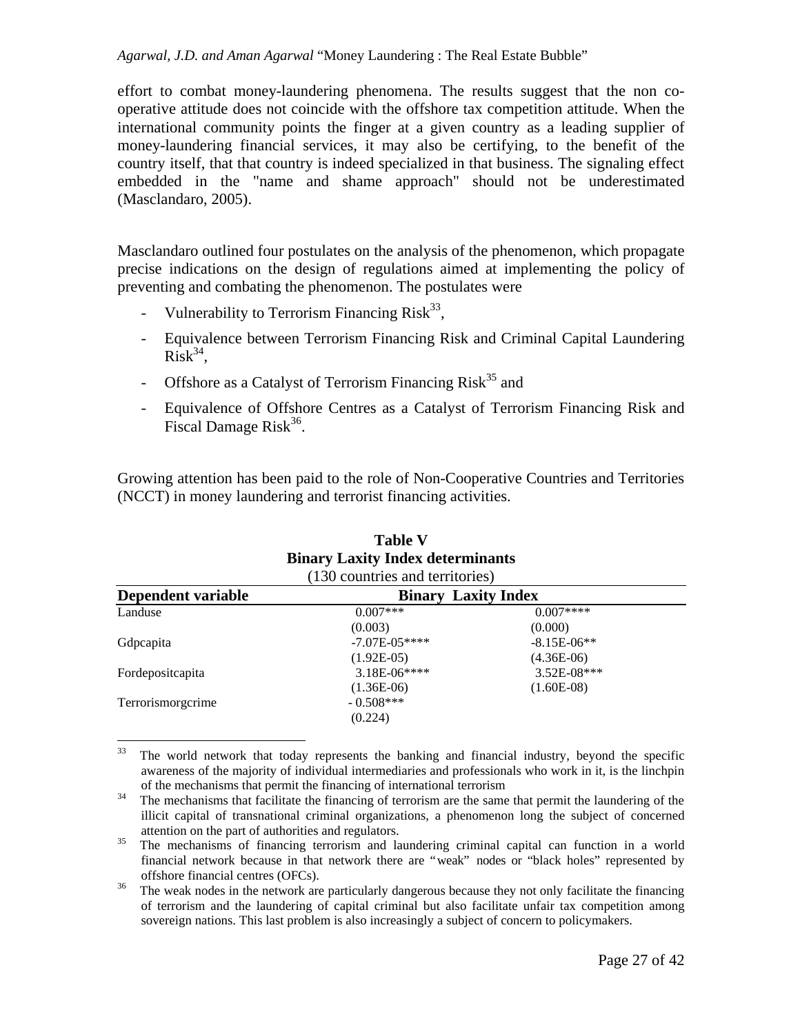effort to combat money-laundering phenomena. The results suggest that the non co-operative attitude does not coincide with the offshore tax competition attitude. When the international community points the finger at a given country as a leading supplier of money-laundering financial services, it may also be certifying, to the benefit of the country itself, that that country is indeed specialized in that business. The signaling effect embedded in the "name and shame approach" should not be underestimated (Masclandaro, 2005).

Masclandaro outlined four postulates on the analysis of the phenomenon, which propagate precise indications on the design of regulations aimed at implementing the policy of preventing and combating the phenomenon. The postulates were

- Vulnerability to Terrorism Financing Risk[33],
- Equivalence between Terrorism Financing Risk and Criminal Capital Laundering Risk[34],
- Offshore as a Catalyst of Terrorism Financing Risk[35] and
- Equivalence of Offshore Centres as a Catalyst of Terrorism Financing Risk and Fiscal Damage Risk[36].

Growing attention has been paid to the role of Non-Cooperative Countries and Territories (NCCT) in money laundering and terrorist financing activities.

**Table V**
**Binary Laxity Index determinants**
(130 countries and territories)

| Dependent variable | Binary Laxity Index | |
|---|---|---|
| Landuse | 0.007*** | 0.007**** |
| | (0.003) | (0.000) |
| Gdpcapita | -7.07E-05**** | -8.15E-06** |
| | (1.92E-05) | (4.36E-06) |
| Fordepositcapita | 3.18E-06**** | 3.52E-08*** |
| | (1.36E-06) | (1.60E-08) |
| Terrorismorgcrime | - 0.508*** | |
| | (0.224) | |

[33] The world network that today represents the banking and financial industry, beyond the specific awareness of the majority of individual intermediaries and professionals who work in it, is the linchpin of the mechanisms that permit the financing of international terrorism

[34] The mechanisms that facilitate the financing of terrorism are the same that permit the laundering of the illicit capital of transnational criminal organizations, a phenomenon long the subject of concerned attention on the part of authorities and regulators.

[35] The mechanisms of financing terrorism and laundering criminal capital can function in a world financial network because in that network there are "weak" nodes or "black holes" represented by offshore financial centres (OFCs).

[36] The weak nodes in the network are particularly dangerous because they not only facilitate the financing of terrorism and the laundering of capital criminal but also facilitate unfair tax competition among sovereign nations. This last problem is also increasingly a subject of concern to policymakers.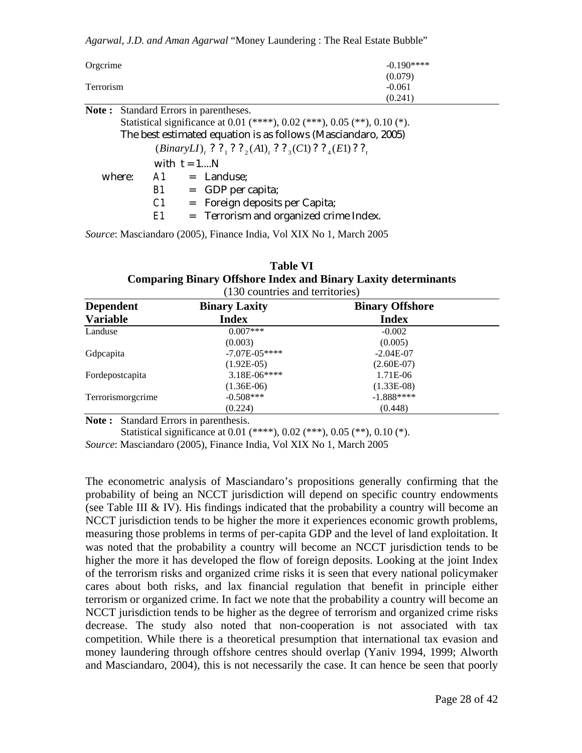| | |
|---|---|
| Orgcrime | -0.190**** |
| | (0.079) |
| Terrorism | -0.061 |
| | (0.241) |

**Note :** Standard Errors in parentheses.
Statistical significance at 0.01 (****), 0.02 (***), 0.05 (**), 0.10 (*).
The best estimated equation is as follows (Masciandaro, 2005)

$$(BinaryLI)_t \;?\;?_1 \;?\;?_2(A1)_t \;?\;?_3(C1)\;?\;?_4(E1)\;?\;?_t$$

with $t = 1....N$

where:
- A1 = Landuse;
- B1 = GDP per capita;
- C1 = Foreign deposits per Capita;
- E1 = Terrorism and organized crime Index.

*Source*: Masciandaro (2005), Finance India, Vol XIX No 1, March 2005

**Table VI**
**Comparing Binary Offshore Index and Binary Laxity determinants**
(130 countries and territories)

| Dependent Variable | Binary Laxity Index | Binary Offshore Index |
|---|---|---|
| Landuse | 0.007*** | -0.002 |
| | (0.003) | (0.005) |
| Gdpcapita | -7.07E-05**** | -2.04E-07 |
| | (1.92E-05) | (2.60E-07) |
| Fordepostcapita | 3.18E-06**** | 1.71E-06 |
| | (1.36E-06) | (1.33E-08) |
| Terrorismorgcrime | -0.508*** | -1.888**** |
| | (0.224) | (0.448) |

**Note :** Standard Errors in parenthesis.
Statistical significance at 0.01 (****), 0.02 (***), 0.05 (**), 0.10 (*).
*Source*: Masciandaro (2005), Finance India, Vol XIX No 1, March 2005

The econometric analysis of Masciandaro's propositions generally confirming that the probability of being an NCCT jurisdiction will depend on specific country endowments (see Table III & IV). His findings indicated that the probability a country will become an NCCT jurisdiction tends to be higher the more it experiences economic growth problems, measuring those problems in terms of per-capita GDP and the level of land exploitation. It was noted that the probability a country will become an NCCT jurisdiction tends to be higher the more it has developed the flow of foreign deposits. Looking at the joint Index of the terrorism risks and organized crime risks it is seen that every national policymaker cares about both risks, and lax financial regulation that benefit in principle either terrorism or organized crime. In fact we note that the probability a country will become an NCCT jurisdiction tends to be higher as the degree of terrorism and organized crime risks decrease. The study also noted that non-cooperation is not associated with tax competition. While there is a theoretical presumption that international tax evasion and money laundering through offshore centres should overlap (Yaniv 1994, 1999; Alworth and Masciandaro, 2004), this is not necessarily the case. It can hence be seen that poorly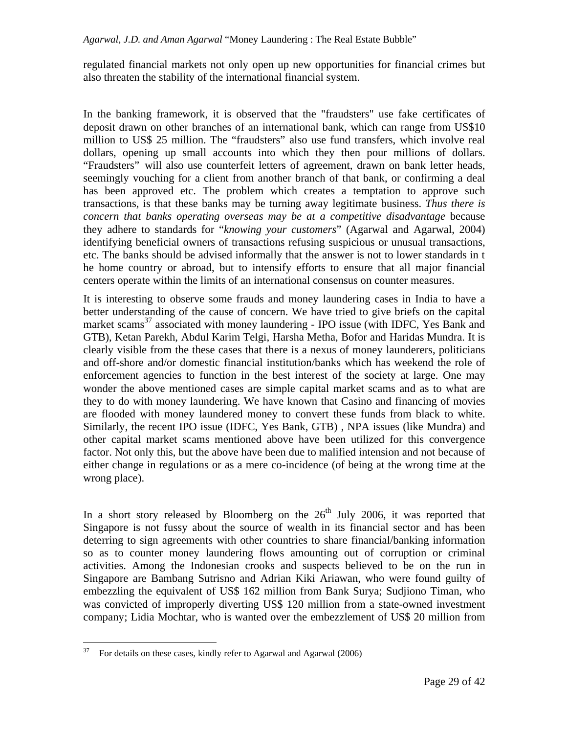regulated financial markets not only open up new opportunities for financial crimes but also threaten the stability of the international financial system.

In the banking framework, it is observed that the "fraudsters" use fake certificates of deposit drawn on other branches of an international bank, which can range from US$10 million to US$ 25 million. The “fraudsters” also use fund transfers, which involve real dollars, opening up small accounts into which they then pour millions of dollars. “Fraudsters” will also use counterfeit letters of agreement, drawn on bank letter heads, seemingly vouching for a client from another branch of that bank, or confirming a deal has been approved etc. The problem which creates a temptation to approve such transactions, is that these banks may be turning away legitimate business. *Thus there is concern that banks operating overseas may be at a competitive disadvantage* because they adhere to standards for “*knowing your customers*” (Agarwal and Agarwal, 2004) identifying beneficial owners of transactions refusing suspicious or unusual transactions, etc. The banks should be advised informally that the answer is not to lower standards in t he home country or abroad, but to intensify efforts to ensure that all major financial centers operate within the limits of an international consensus on counter measures.

It is interesting to observe some frauds and money laundering cases in India to have a better understanding of the cause of concern. We have tried to give briefs on the capital market scams[37] associated with money laundering - IPO issue (with IDFC, Yes Bank and GTB), Ketan Parekh, Abdul Karim Telgi, Harsha Metha, Bofor and Haridas Mundra. It is clearly visible from the these cases that there is a nexus of money launderers, politicians and off-shore and/or domestic financial institution/banks which has weekend the role of enforcement agencies to function in the best interest of the society at large. One may wonder the above mentioned cases are simple capital market scams and as to what are they to do with money laundering. We have known that Casino and financing of movies are flooded with money laundered money to convert these funds from black to white. Similarly, the recent IPO issue (IDFC, Yes Bank, GTB) , NPA issues (like Mundra) and other capital market scams mentioned above have been utilized for this convergence factor. Not only this, but the above have been due to malified intension and not because of either change in regulations or as a mere co-incidence (of being at the wrong time at the wrong place).

In a short story released by Bloomberg on the 26th July 2006, it was reported that Singapore is not fussy about the source of wealth in its financial sector and has been deterring to sign agreements with other countries to share financial/banking information so as to counter money laundering flows amounting out of corruption or criminal activities. Among the Indonesian crooks and suspects believed to be on the run in Singapore are Bambang Sutrisno and Adrian Kiki Ariawan, who were found guilty of embezzling the equivalent of US$ 162 million from Bank Surya; Sudjiono Timan, who was convicted of improperly diverting US$ 120 million from a state-owned investment company; Lidia Mochtar, who is wanted over the embezzlement of US$ 20 million from

[37] For details on these cases, kindly refer to Agarwal and Agarwal (2006)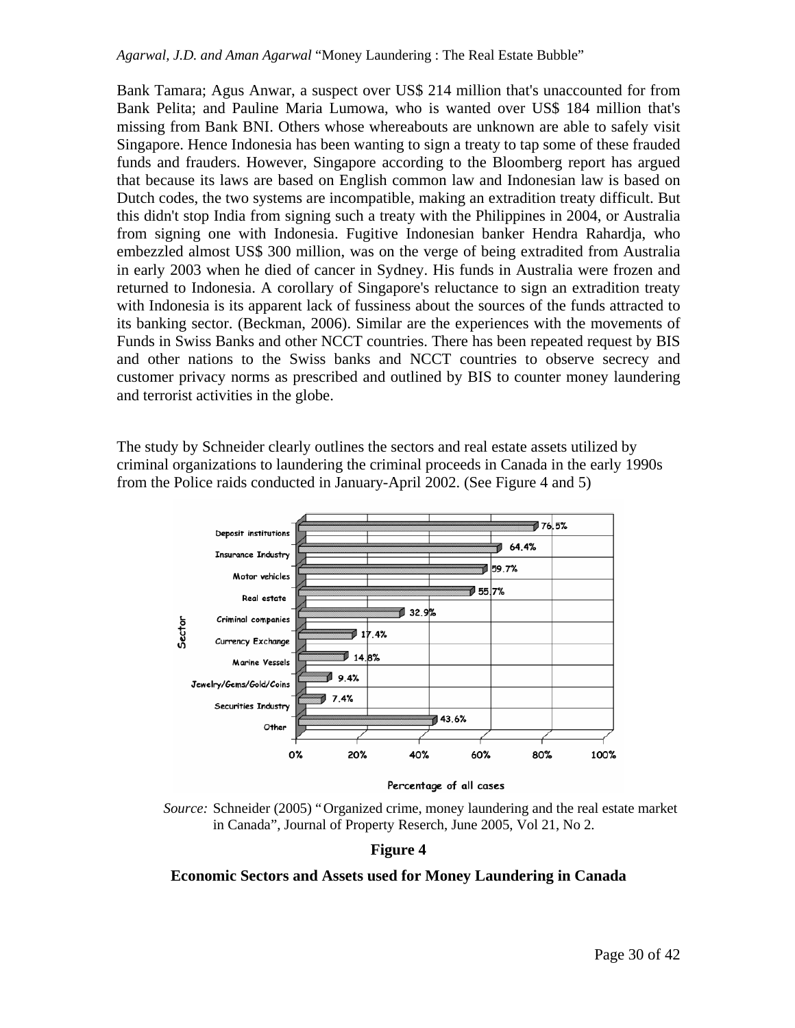Bank Tamara; Agus Anwar, a suspect over US$ 214 million that's unaccounted for from Bank Pelita; and Pauline Maria Lumowa, who is wanted over US$ 184 million that's missing from Bank BNI. Others whose whereabouts are unknown are able to safely visit Singapore. Hence Indonesia has been wanting to sign a treaty to tap some of these frauded funds and frauders. However, Singapore according to the Bloomberg report has argued that because its laws are based on English common law and Indonesian law is based on Dutch codes, the two systems are incompatible, making an extradition treaty difficult. But this didn't stop India from signing such a treaty with the Philippines in 2004, or Australia from signing one with Indonesia. Fugitive Indonesian banker Hendra Rahardja, who embezzled almost US$ 300 million, was on the verge of being extradited from Australia in early 2003 when he died of cancer in Sydney. His funds in Australia were frozen and returned to Indonesia. A corollary of Singapore's reluctance to sign an extradition treaty with Indonesia is its apparent lack of fussiness about the sources of the funds attracted to its banking sector. (Beckman, 2006). Similar are the experiences with the movements of Funds in Swiss Banks and other NCCT countries. There has been repeated request by BIS and other nations to the Swiss banks and NCCT countries to observe secrecy and customer privacy norms as prescribed and outlined by BIS to counter money laundering and terrorist activities in the globe.

The study by Schneider clearly outlines the sectors and real estate assets utilized by criminal organizations to laundering the criminal proceeds in Canada in the early 1990s from the Police raids conducted in January-April 2002. (See Figure 4 and 5)

| Sector | Percentage of all cases |
|---|---|
| Deposit institutions | 76.5% |
| Insurance Industry | 64.4% |
| Motor vehicles | 59.7% |
| Real estate | 55.7% |
| Criminal companies | 32.9% |
| Currency Exchange | 17.4% |
| Marine Vessels | 14.8% |
| Jewelry/Gems/Gold/Coins | 9.4% |
| Securities Industry | 7.4% |
| Other | 43.6% |

*Source:* Schneider (2005) "Organized crime, money laundering and the real estate market in Canada", Journal of Property Reserch, June 2005, Vol 21, No 2.

**Figure 4**

**Economic Sectors and Assets used for Money Laundering in Canada**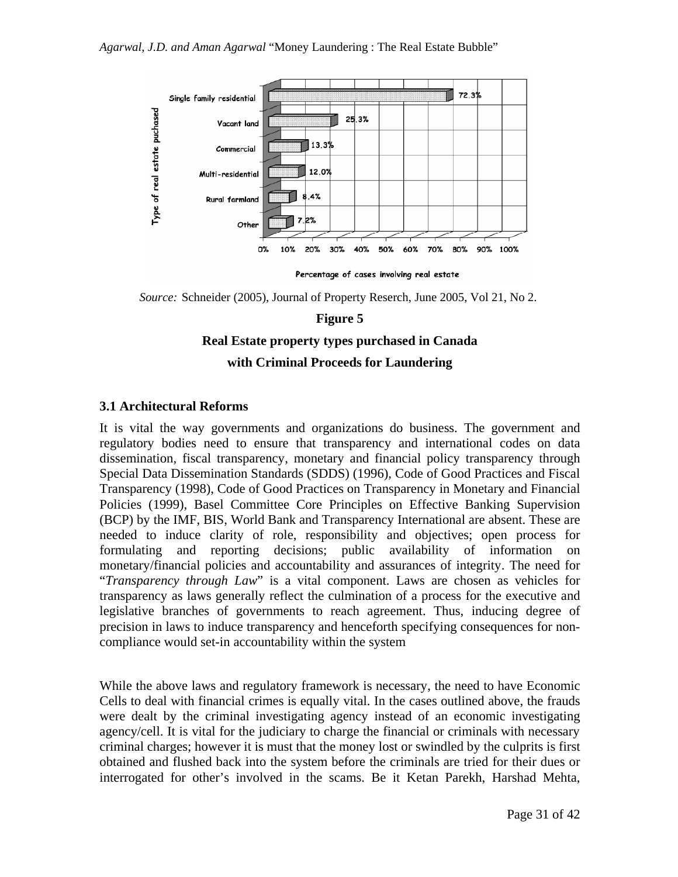Source: Schneider (2005), Journal of Property Reserch, June 2005, Vol 21, No 2.

**Figure 5**

**Real Estate property types purchased in Canada with Criminal Proceeds for Laundering**

### 3.1 Architectural Reforms

It is vital the way governments and organizations do business. The government and regulatory bodies need to ensure that transparency and international codes on data dissemination, fiscal transparency, monetary and financial policy transparency through Special Data Dissemination Standards (SDDS) (1996), Code of Good Practices and Fiscal Transparency (1998), Code of Good Practices on Transparency in Monetary and Financial Policies (1999), Basel Committee Core Principles on Effective Banking Supervision (BCP) by the IMF, BIS, World Bank and Transparency International are absent. These are needed to induce clarity of role, responsibility and objectives; open process for formulating and reporting decisions; public availability of information on monetary/financial policies and accountability and assurances of integrity. The need for "*Transparency through Law*" is a vital component. Laws are chosen as vehicles for transparency as laws generally reflect the culmination of a process for the executive and legislative branches of governments to reach agreement. Thus, inducing degree of precision in laws to induce transparency and henceforth specifying consequences for non-compliance would set-in accountability within the system

While the above laws and regulatory framework is necessary, the need to have Economic Cells to deal with financial crimes is equally vital. In the cases outlined above, the frauds were dealt by the criminal investigating agency instead of an economic investigating agency/cell. It is vital for the judiciary to charge the financial or criminals with necessary criminal charges; however it is must that the money lost or swindled by the culprits is first obtained and flushed back into the system before the criminals are tried for their dues or interrogated for other's involved in the scams. Be it Ketan Parekh, Harshad Mehta,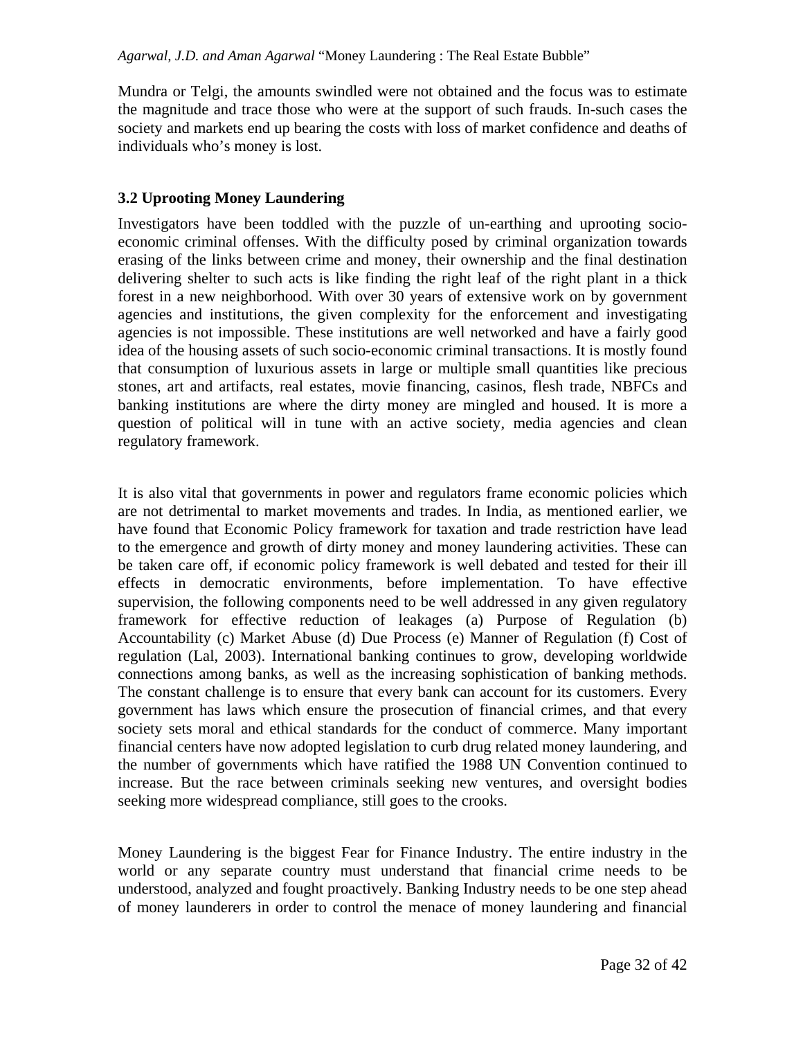Mundra or Telgi, the amounts swindled were not obtained and the focus was to estimate the magnitude and trace those who were at the support of such frauds. In-such cases the society and markets end up bearing the costs with loss of market confidence and deaths of individuals who's money is lost.

### 3.2 Uprooting Money Laundering

Investigators have been toddled with the puzzle of un-earthing and uprooting socio-economic criminal offenses. With the difficulty posed by criminal organization towards erasing of the links between crime and money, their ownership and the final destination delivering shelter to such acts is like finding the right leaf of the right plant in a thick forest in a new neighborhood. With over 30 years of extensive work on by government agencies and institutions, the given complexity for the enforcement and investigating agencies is not impossible. These institutions are well networked and have a fairly good idea of the housing assets of such socio-economic criminal transactions. It is mostly found that consumption of luxurious assets in large or multiple small quantities like precious stones, art and artifacts, real estates, movie financing, casinos, flesh trade, NBFCs and banking institutions are where the dirty money are mingled and housed. It is more a question of political will in tune with an active society, media agencies and clean regulatory framework.

It is also vital that governments in power and regulators frame economic policies which are not detrimental to market movements and trades. In India, as mentioned earlier, we have found that Economic Policy framework for taxation and trade restriction have lead to the emergence and growth of dirty money and money laundering activities. These can be taken care off, if economic policy framework is well debated and tested for their ill effects in democratic environments, before implementation. To have effective supervision, the following components need to be well addressed in any given regulatory framework for effective reduction of leakages (a) Purpose of Regulation (b) Accountability (c) Market Abuse (d) Due Process (e) Manner of Regulation (f) Cost of regulation (Lal, 2003). International banking continues to grow, developing worldwide connections among banks, as well as the increasing sophistication of banking methods. The constant challenge is to ensure that every bank can account for its customers. Every government has laws which ensure the prosecution of financial crimes, and that every society sets moral and ethical standards for the conduct of commerce. Many important financial centers have now adopted legislation to curb drug related money laundering, and the number of governments which have ratified the 1988 UN Convention continued to increase. But the race between criminals seeking new ventures, and oversight bodies seeking more widespread compliance, still goes to the crooks.

Money Laundering is the biggest Fear for Finance Industry. The entire industry in the world or any separate country must understand that financial crime needs to be understood, analyzed and fought proactively. Banking Industry needs to be one step ahead of money launderers in order to control the menace of money laundering and financial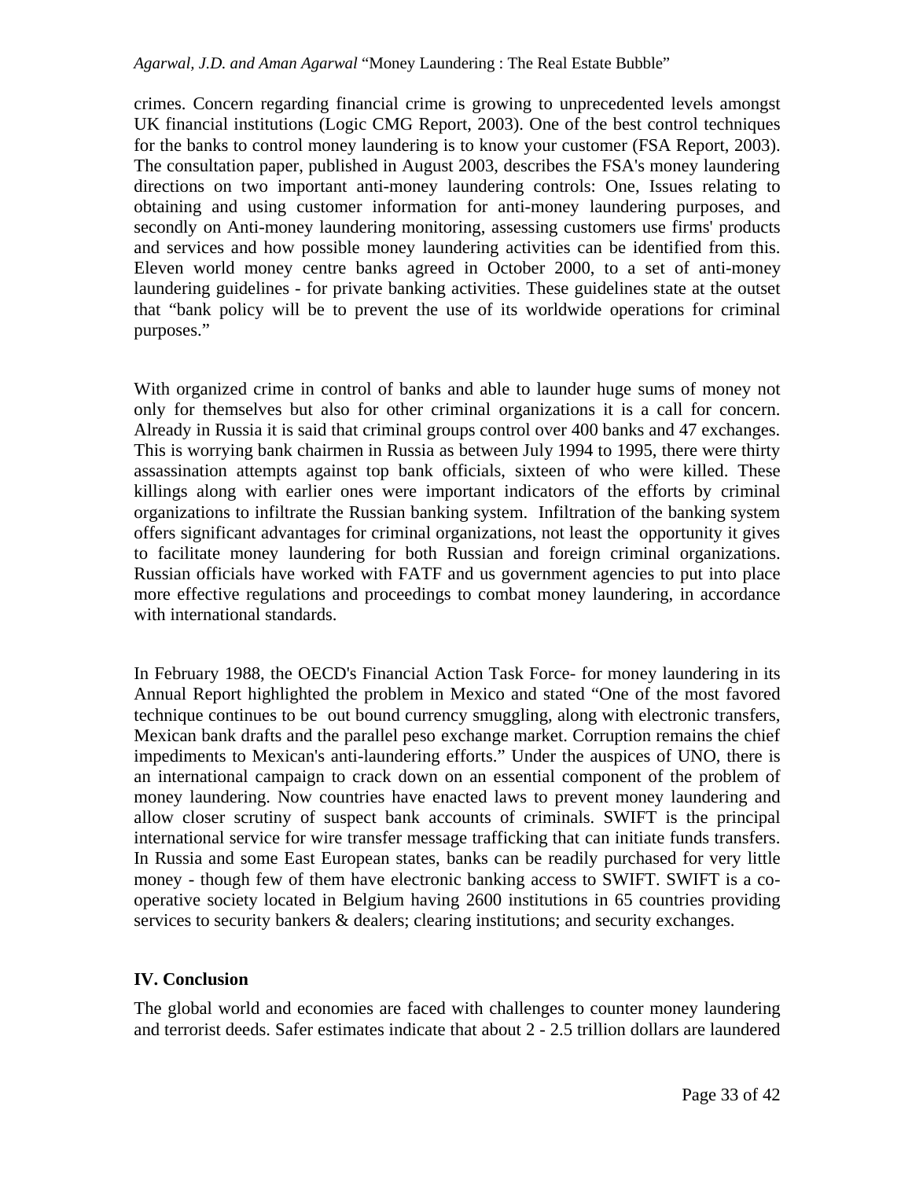crimes. Concern regarding financial crime is growing to unprecedented levels amongst UK financial institutions (Logic CMG Report, 2003). One of the best control techniques for the banks to control money laundering is to know your customer (FSA Report, 2003). The consultation paper, published in August 2003, describes the FSA's money laundering directions on two important anti-money laundering controls: One, Issues relating to obtaining and using customer information for anti-money laundering purposes, and secondly on Anti-money laundering monitoring, assessing customers use firms' products and services and how possible money laundering activities can be identified from this. Eleven world money centre banks agreed in October 2000, to a set of anti-money laundering guidelines - for private banking activities. These guidelines state at the outset that "bank policy will be to prevent the use of its worldwide operations for criminal purposes."

With organized crime in control of banks and able to launder huge sums of money not only for themselves but also for other criminal organizations it is a call for concern. Already in Russia it is said that criminal groups control over 400 banks and 47 exchanges. This is worrying bank chairmen in Russia as between July 1994 to 1995, there were thirty assassination attempts against top bank officials, sixteen of who were killed. These killings along with earlier ones were important indicators of the efforts by criminal organizations to infiltrate the Russian banking system. Infiltration of the banking system offers significant advantages for criminal organizations, not least the opportunity it gives to facilitate money laundering for both Russian and foreign criminal organizations. Russian officials have worked with FATF and us government agencies to put into place more effective regulations and proceedings to combat money laundering, in accordance with international standards.

In February 1988, the OECD's Financial Action Task Force- for money laundering in its Annual Report highlighted the problem in Mexico and stated "One of the most favored technique continues to be out bound currency smuggling, along with electronic transfers, Mexican bank drafts and the parallel peso exchange market. Corruption remains the chief impediments to Mexican's anti-laundering efforts." Under the auspices of UNO, there is an international campaign to crack down on an essential component of the problem of money laundering. Now countries have enacted laws to prevent money laundering and allow closer scrutiny of suspect bank accounts of criminals. SWIFT is the principal international service for wire transfer message trafficking that can initiate funds transfers. In Russia and some East European states, banks can be readily purchased for very little money - though few of them have electronic banking access to SWIFT. SWIFT is a co-operative society located in Belgium having 2600 institutions in 65 countries providing services to security bankers & dealers; clearing institutions; and security exchanges.

## IV. Conclusion

The global world and economies are faced with challenges to counter money laundering and terrorist deeds. Safer estimates indicate that about 2 - 2.5 trillion dollars are laundered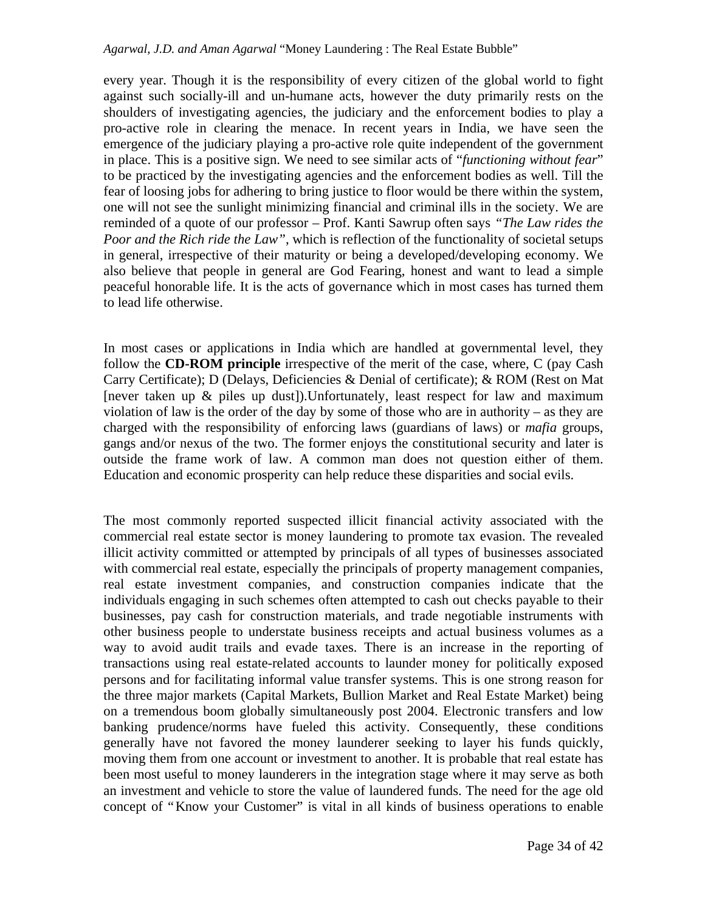every year. Though it is the responsibility of every citizen of the global world to fight against such socially-ill and un-humane acts, however the duty primarily rests on the shoulders of investigating agencies, the judiciary and the enforcement bodies to play a pro-active role in clearing the menace. In recent years in India, we have seen the emergence of the judiciary playing a pro-active role quite independent of the government in place. This is a positive sign. We need to see similar acts of "*functioning without fear*" to be practiced by the investigating agencies and the enforcement bodies as well. Till the fear of loosing jobs for adhering to bring justice to floor would be there within the system, one will not see the sunlight minimizing financial and criminal ills in the society. We are reminded of a quote of our professor – Prof. Kanti Sawrup often says *"The Law rides the Poor and the Rich ride the Law"*, which is reflection of the functionality of societal setups in general, irrespective of their maturity or being a developed/developing economy. We also believe that people in general are God Fearing, honest and want to lead a simple peaceful honorable life. It is the acts of governance which in most cases has turned them to lead life otherwise.

In most cases or applications in India which are handled at governmental level, they follow the **CD-ROM principle** irrespective of the merit of the case, where, C (pay Cash Carry Certificate); D (Delays, Deficiencies & Denial of certificate); & ROM (Rest on Mat [never taken up & piles up dust]).Unfortunately, least respect for law and maximum violation of law is the order of the day by some of those who are in authority – as they are charged with the responsibility of enforcing laws (guardians of laws) or *mafia* groups, gangs and/or nexus of the two. The former enjoys the constitutional security and later is outside the frame work of law. A common man does not question either of them. Education and economic prosperity can help reduce these disparities and social evils.

The most commonly reported suspected illicit financial activity associated with the commercial real estate sector is money laundering to promote tax evasion. The revealed illicit activity committed or attempted by principals of all types of businesses associated with commercial real estate, especially the principals of property management companies, real estate investment companies, and construction companies indicate that the individuals engaging in such schemes often attempted to cash out checks payable to their businesses, pay cash for construction materials, and trade negotiable instruments with other business people to understate business receipts and actual business volumes as a way to avoid audit trails and evade taxes. There is an increase in the reporting of transactions using real estate-related accounts to launder money for politically exposed persons and for facilitating informal value transfer systems. This is one strong reason for the three major markets (Capital Markets, Bullion Market and Real Estate Market) being on a tremendous boom globally simultaneously post 2004. Electronic transfers and low banking prudence/norms have fueled this activity. Consequently, these conditions generally have not favored the money launderer seeking to layer his funds quickly, moving them from one account or investment to another. It is probable that real estate has been most useful to money launderers in the integration stage where it may serve as both an investment and vehicle to store the value of laundered funds. The need for the age old concept of "Know your Customer" is vital in all kinds of business operations to enable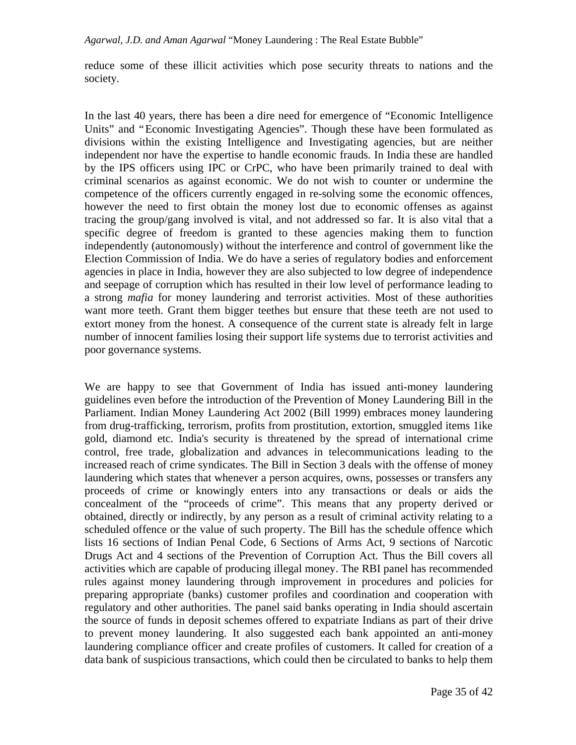reduce some of these illicit activities which pose security threats to nations and the society.

In the last 40 years, there has been a dire need for emergence of "Economic Intelligence Units" and "Economic Investigating Agencies". Though these have been formulated as divisions within the existing Intelligence and Investigating agencies, but are neither independent nor have the expertise to handle economic frauds. In India these are handled by the IPS officers using IPC or CrPC, who have been primarily trained to deal with criminal scenarios as against economic. We do not wish to counter or undermine the competence of the officers currently engaged in re-solving some the economic offences, however the need to first obtain the money lost due to economic offenses as against tracing the group/gang involved is vital, and not addressed so far. It is also vital that a specific degree of freedom is granted to these agencies making them to function independently (autonomously) without the interference and control of government like the Election Commission of India. We do have a series of regulatory bodies and enforcement agencies in place in India, however they are also subjected to low degree of independence and seepage of corruption which has resulted in their low level of performance leading to a strong *mafia* for money laundering and terrorist activities. Most of these authorities want more teeth. Grant them bigger teethes but ensure that these teeth are not used to extort money from the honest. A consequence of the current state is already felt in large number of innocent families losing their support life systems due to terrorist activities and poor governance systems.

We are happy to see that Government of India has issued anti-money laundering guidelines even before the introduction of the Prevention of Money Laundering Bill in the Parliament. Indian Money Laundering Act 2002 (Bill 1999) embraces money laundering from drug-trafficking, terrorism, profits from prostitution, extortion, smuggled items 1ike gold, diamond etc. India's security is threatened by the spread of international crime control, free trade, globalization and advances in telecommunications leading to the increased reach of crime syndicates. The Bill in Section 3 deals with the offense of money laundering which states that whenever a person acquires, owns, possesses or transfers any proceeds of crime or knowingly enters into any transactions or deals or aids the concealment of the "proceeds of crime". This means that any property derived or obtained, directly or indirectly, by any person as a result of criminal activity relating to a scheduled offence or the value of such property. The Bill has the schedule offence which lists 16 sections of Indian Penal Code, 6 Sections of Arms Act, 9 sections of Narcotic Drugs Act and 4 sections of the Prevention of Corruption Act. Thus the Bill covers all activities which are capable of producing illegal money. The RBI panel has recommended rules against money laundering through improvement in procedures and policies for preparing appropriate (banks) customer profiles and coordination and cooperation with regulatory and other authorities. The panel said banks operating in India should ascertain the source of funds in deposit schemes offered to expatriate Indians as part of their drive to prevent money laundering. It also suggested each bank appointed an anti-money laundering compliance officer and create profiles of customers. It called for creation of a data bank of suspicious transactions, which could then be circulated to banks to help them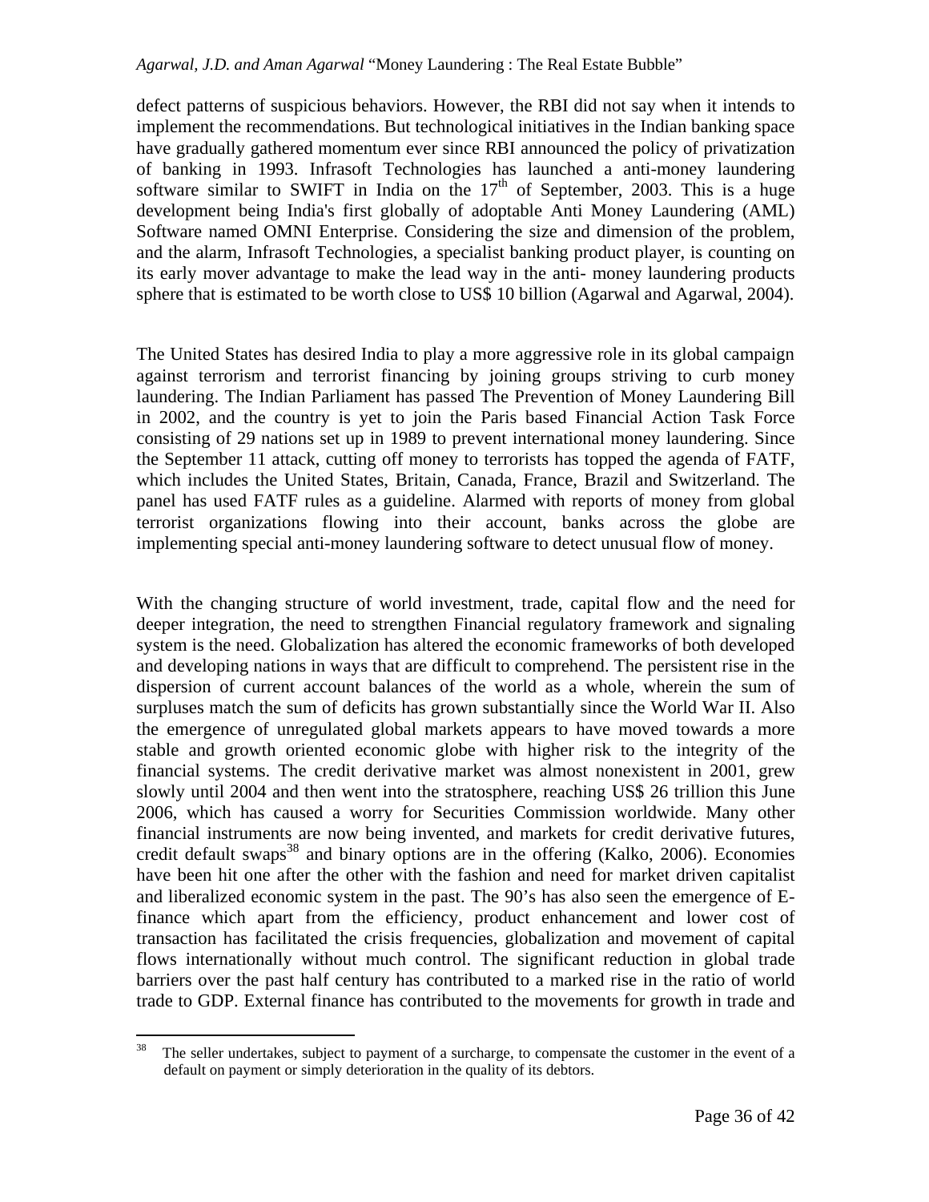defect patterns of suspicious behaviors. However, the RBI did not say when it intends to implement the recommendations. But technological initiatives in the Indian banking space have gradually gathered momentum ever since RBI announced the policy of privatization of banking in 1993. Infrasoft Technologies has launched a anti-money laundering software similar to SWIFT in India on the 17th of September, 2003. This is a huge development being India's first globally of adoptable Anti Money Laundering (AML) Software named OMNI Enterprise. Considering the size and dimension of the problem, and the alarm, Infrasoft Technologies, a specialist banking product player, is counting on its early mover advantage to make the lead way in the anti- money laundering products sphere that is estimated to be worth close to US$ 10 billion (Agarwal and Agarwal, 2004).

The United States has desired India to play a more aggressive role in its global campaign against terrorism and terrorist financing by joining groups striving to curb money laundering. The Indian Parliament has passed The Prevention of Money Laundering Bill in 2002, and the country is yet to join the Paris based Financial Action Task Force consisting of 29 nations set up in 1989 to prevent international money laundering. Since the September 11 attack, cutting off money to terrorists has topped the agenda of FATF, which includes the United States, Britain, Canada, France, Brazil and Switzerland. The panel has used FATF rules as a guideline. Alarmed with reports of money from global terrorist organizations flowing into their account, banks across the globe are implementing special anti-money laundering software to detect unusual flow of money.

With the changing structure of world investment, trade, capital flow and the need for deeper integration, the need to strengthen Financial regulatory framework and signaling system is the need. Globalization has altered the economic frameworks of both developed and developing nations in ways that are difficult to comprehend. The persistent rise in the dispersion of current account balances of the world as a whole, wherein the sum of surpluses match the sum of deficits has grown substantially since the World War II. Also the emergence of unregulated global markets appears to have moved towards a more stable and growth oriented economic globe with higher risk to the integrity of the financial systems. The credit derivative market was almost nonexistent in 2001, grew slowly until 2004 and then went into the stratosphere, reaching US$ 26 trillion this June 2006, which has caused a worry for Securities Commission worldwide. Many other financial instruments are now being invented, and markets for credit derivative futures, credit default swaps[38] and binary options are in the offering (Kalko, 2006). Economies have been hit one after the other with the fashion and need for market driven capitalist and liberalized economic system in the past. The 90's has also seen the emergence of E-finance which apart from the efficiency, product enhancement and lower cost of transaction has facilitated the crisis frequencies, globalization and movement of capital flows internationally without much control. The significant reduction in global trade barriers over the past half century has contributed to a marked rise in the ratio of world trade to GDP. External finance has contributed to the movements for growth in trade and

[38] The seller undertakes, subject to payment of a surcharge, to compensate the customer in the event of a default on payment or simply deterioration in the quality of its debtors.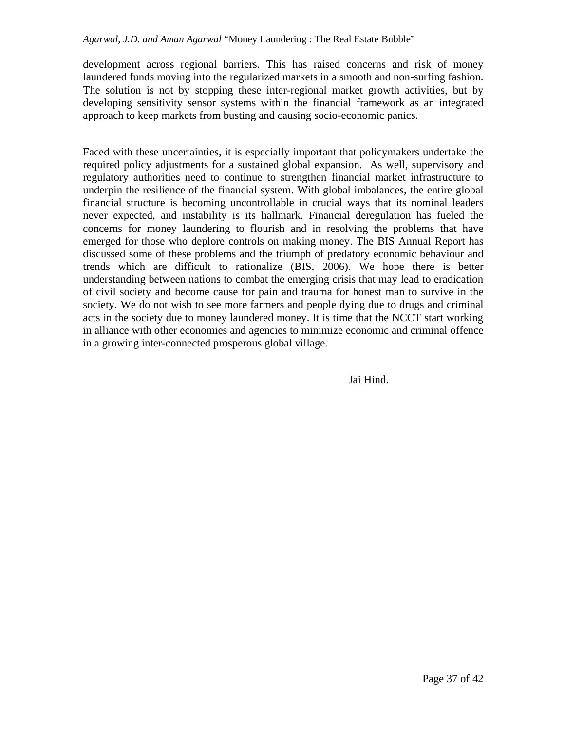development across regional barriers. This has raised concerns and risk of money laundered funds moving into the regularized markets in a smooth and non-surfing fashion. The solution is not by stopping these inter-regional market growth activities, but by developing sensitivity sensor systems within the financial framework as an integrated approach to keep markets from busting and causing socio-economic panics.

Faced with these uncertainties, it is especially important that policymakers undertake the required policy adjustments for a sustained global expansion. As well, supervisory and regulatory authorities need to continue to strengthen financial market infrastructure to underpin the resilience of the financial system. With global imbalances, the entire global financial structure is becoming uncontrollable in crucial ways that its nominal leaders never expected, and instability is its hallmark. Financial deregulation has fueled the concerns for money laundering to flourish and in resolving the problems that have emerged for those who deplore controls on making money. The BIS Annual Report has discussed some of these problems and the triumph of predatory economic behaviour and trends which are difficult to rationalize (BIS, 2006). We hope there is better understanding between nations to combat the emerging crisis that may lead to eradication of civil society and become cause for pain and trauma for honest man to survive in the society. We do not wish to see more farmers and people dying due to drugs and criminal acts in the society due to money laundered money. It is time that the NCCT start working in alliance with other economies and agencies to minimize economic and criminal offence in a growing inter-connected prosperous global village.

Jai Hind.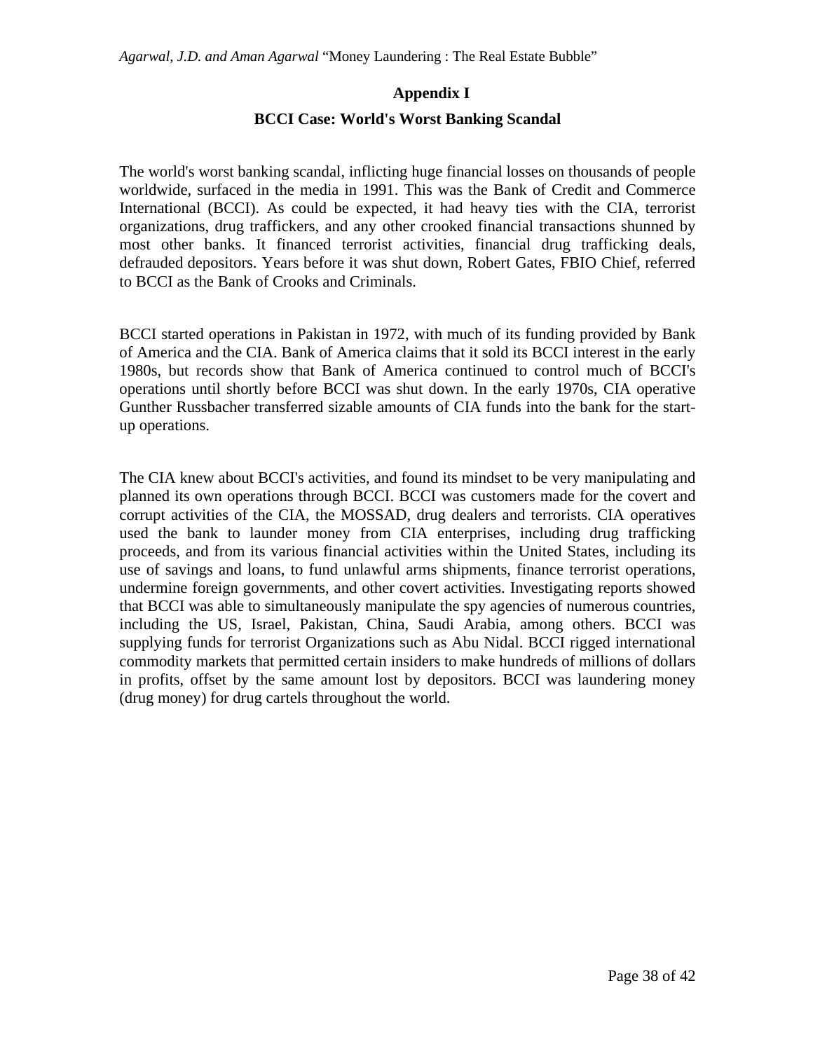## Appendix I

### BCCI Case: World's Worst Banking Scandal

The world's worst banking scandal, inflicting huge financial losses on thousands of people worldwide, surfaced in the media in 1991. This was the Bank of Credit and Commerce International (BCCI). As could be expected, it had heavy ties with the CIA, terrorist organizations, drug traffickers, and any other crooked financial transactions shunned by most other banks. It financed terrorist activities, financial drug trafficking deals, defrauded depositors. Years before it was shut down, Robert Gates, FBIO Chief, referred to BCCI as the Bank of Crooks and Criminals.

BCCI started operations in Pakistan in 1972, with much of its funding provided by Bank of America and the CIA. Bank of America claims that it sold its BCCI interest in the early 1980s, but records show that Bank of America continued to control much of BCCI's operations until shortly before BCCI was shut down. In the early 1970s, CIA operative Gunther Russbacher transferred sizable amounts of CIA funds into the bank for the start-up operations.

The CIA knew about BCCI's activities, and found its mindset to be very manipulating and planned its own operations through BCCI. BCCI was customers made for the covert and corrupt activities of the CIA, the MOSSAD, drug dealers and terrorists. CIA operatives used the bank to launder money from CIA enterprises, including drug trafficking proceeds, and from its various financial activities within the United States, including its use of savings and loans, to fund unlawful arms shipments, finance terrorist operations, undermine foreign governments, and other covert activities. Investigating reports showed that BCCI was able to simultaneously manipulate the spy agencies of numerous countries, including the US, Israel, Pakistan, China, Saudi Arabia, among others. BCCI was supplying funds for terrorist Organizations such as Abu Nidal. BCCI rigged international commodity markets that permitted certain insiders to make hundreds of millions of dollars in profits, offset by the same amount lost by depositors. BCCI was laundering money (drug money) for drug cartels throughout the world.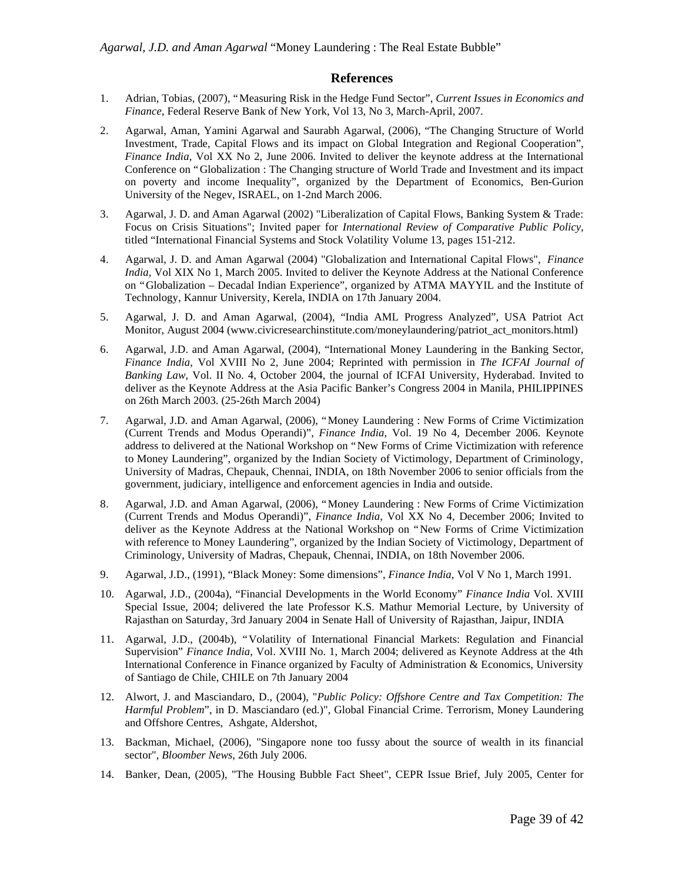## References

1. Adrian, Tobias, (2007), "Measuring Risk in the Hedge Fund Sector", *Current Issues in Economics and Finance*, Federal Reserve Bank of New York, Vol 13, No 3, March-April, 2007.

2. Agarwal, Aman, Yamini Agarwal and Saurabh Agarwal, (2006), "The Changing Structure of World Investment, Trade, Capital Flows and its impact on Global Integration and Regional Cooperation", *Finance India*, Vol XX No 2, June 2006. Invited to deliver the keynote address at the International Conference on "Globalization : The Changing structure of World Trade and Investment and its impact on poverty and income Inequality", organized by the Department of Economics, Ben-Gurion University of the Negev, ISRAEL, on 1-2nd March 2006.

3. Agarwal, J. D. and Aman Agarwal (2002) "Liberalization of Capital Flows, Banking System & Trade: Focus on Crisis Situations"; Invited paper for *International Review of Comparative Public Policy*, titled "International Financial Systems and Stock Volatility Volume 13, pages 151-212.

4. Agarwal, J. D. and Aman Agarwal (2004) "Globalization and International Capital Flows", *Finance India*, Vol XIX No 1, March 2005. Invited to deliver the Keynote Address at the National Conference on "Globalization – Decadal Indian Experience", organized by ATMA MAYYIL and the Institute of Technology, Kannur University, Kerela, INDIA on 17th January 2004.

5. Agarwal, J. D. and Aman Agarwal, (2004), "India AML Progress Analyzed", USA Patriot Act Monitor, August 2004 (www.civicresearchinstitute.com/moneylaundering/patriot_act_monitors.html)

6. Agarwal, J.D. and Aman Agarwal, (2004), "International Money Laundering in the Banking Sector, *Finance India*, Vol XVIII No 2, June 2004; Reprinted with permission in *The ICFAI Journal of Banking Law*, Vol. II No. 4, October 2004, the journal of ICFAI University, Hyderabad. Invited to deliver as the Keynote Address at the Asia Pacific Banker's Congress 2004 in Manila, PHILIPPINES on 26th March 2003. (25-26th March 2004)

7. Agarwal, J.D. and Aman Agarwal, (2006), "Money Laundering : New Forms of Crime Victimization (Current Trends and Modus Operandi)", *Finance India*, Vol. 19 No 4, December 2006. Keynote address to delivered at the National Workshop on "New Forms of Crime Victimization with reference to Money Laundering", organized by the Indian Society of Victimology, Department of Criminology, University of Madras, Chepauk, Chennai, INDIA, on 18th November 2006 to senior officials from the government, judiciary, intelligence and enforcement agencies in India and outside.

8. Agarwal, J.D. and Aman Agarwal, (2006), "Money Laundering : New Forms of Crime Victimization (Current Trends and Modus Operandi)", *Finance India*, Vol XX No 4, December 2006; Invited to deliver as the Keynote Address at the National Workshop on "New Forms of Crime Victimization with reference to Money Laundering", organized by the Indian Society of Victimology, Department of Criminology, University of Madras, Chepauk, Chennai, INDIA, on 18th November 2006.

9. Agarwal, J.D., (1991), "Black Money: Some dimensions", *Finance India*, Vol V No 1, March 1991.

10. Agarwal, J.D., (2004a), "Financial Developments in the World Economy" *Finance India* Vol. XVIII Special Issue, 2004; delivered the late Professor K.S. Mathur Memorial Lecture, by University of Rajasthan on Saturday, 3rd January 2004 in Senate Hall of University of Rajasthan, Jaipur, INDIA

11. Agarwal, J.D., (2004b), "Volatility of International Financial Markets: Regulation and Financial Supervision" *Finance India*, Vol. XVIII No. 1, March 2004; delivered as Keynote Address at the 4th International Conference in Finance organized by Faculty of Administration & Economics, University of Santiago de Chile, CHILE on 7th January 2004

12. Alwort, J. and Masciandaro, D., (2004), "*Public Policy: Offshore Centre and Tax Competition: The Harmful Problem*", in D. Masciandaro (ed.)", Global Financial Crime. Terrorism, Money Laundering and Offshore Centres, Ashgate, Aldershot,

13. Backman, Michael, (2006), "Singapore none too fussy about the source of wealth in its financial sector", *Bloomber News*, 26th July 2006.

14. Banker, Dean, (2005), "The Housing Bubble Fact Sheet", CEPR Issue Brief, July 2005, Center for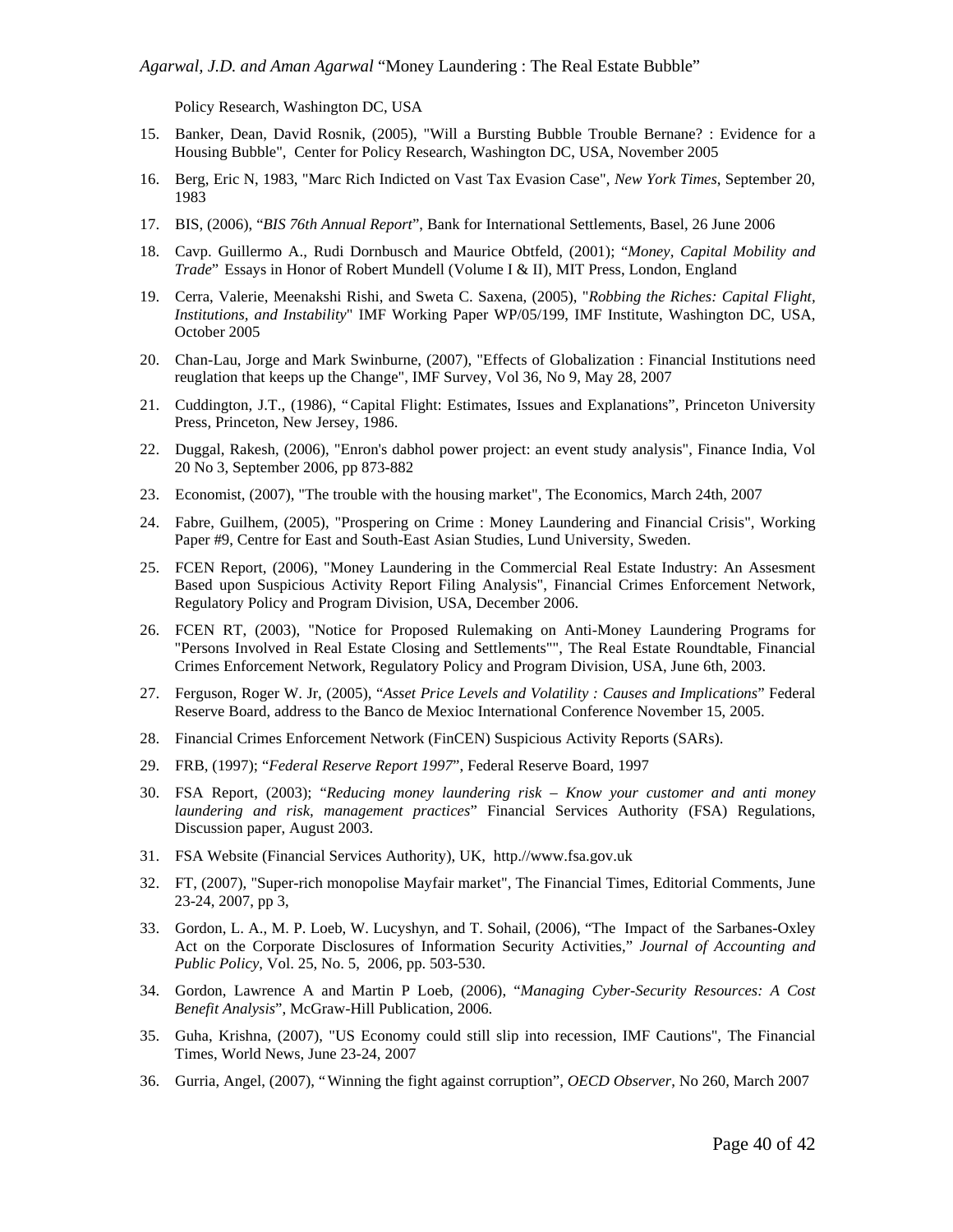Policy Research, Washington DC, USA

15. Banker, Dean, David Rosnik, (2005), "Will a Bursting Bubble Trouble Bernane? : Evidence for a Housing Bubble", Center for Policy Research, Washington DC, USA, November 2005
16. Berg, Eric N, 1983, "Marc Rich Indicted on Vast Tax Evasion Case", *New York Times*, September 20, 1983
17. BIS, (2006), "*BIS 76th Annual Report*", Bank for International Settlements, Basel, 26 June 2006
18. Cavp. Guillermo A., Rudi Dornbusch and Maurice Obtfeld, (2001); "*Money, Capital Mobility and Trade*" Essays in Honor of Robert Mundell (Volume I & II), MIT Press, London, England
19. Cerra, Valerie, Meenakshi Rishi, and Sweta C. Saxena, (2005), "*Robbing the Riches: Capital Flight, Institutions, and Instability*" IMF Working Paper WP/05/199, IMF Institute, Washington DC, USA, October 2005
20. Chan-Lau, Jorge and Mark Swinburne, (2007), "Effects of Globalization : Financial Institutions need reuglation that keeps up the Change", IMF Survey, Vol 36, No 9, May 28, 2007
21. Cuddington, J.T., (1986), "Capital Flight: Estimates, Issues and Explanations", Princeton University Press, Princeton, New Jersey, 1986.
22. Duggal, Rakesh, (2006), "Enron's dabhol power project: an event study analysis", Finance India, Vol 20 No 3, September 2006, pp 873-882
23. Economist, (2007), "The trouble with the housing market", The Economics, March 24th, 2007
24. Fabre, Guilhem, (2005), "Prospering on Crime : Money Laundering and Financial Crisis", Working Paper #9, Centre for East and South-East Asian Studies, Lund University, Sweden.
25. FCEN Report, (2006), "Money Laundering in the Commercial Real Estate Industry: An Assesment Based upon Suspicious Activity Report Filing Analysis", Financial Crimes Enforcement Network, Regulatory Policy and Program Division, USA, December 2006.
26. FCEN RT, (2003), "Notice for Proposed Rulemaking on Anti-Money Laundering Programs for "Persons Involved in Real Estate Closing and Settlements"", The Real Estate Roundtable, Financial Crimes Enforcement Network, Regulatory Policy and Program Division, USA, June 6th, 2003.
27. Ferguson, Roger W. Jr, (2005), "*Asset Price Levels and Volatility : Causes and Implications*" Federal Reserve Board, address to the Banco de Mexioc International Conference November 15, 2005.
28. Financial Crimes Enforcement Network (FinCEN) Suspicious Activity Reports (SARs).
29. FRB, (1997); "*Federal Reserve Report 1997*", Federal Reserve Board, 1997
30. FSA Report, (2003); "*Reducing money laundering risk – Know your customer and anti money laundering and risk, management practices*" Financial Services Authority (FSA) Regulations, Discussion paper, August 2003.
31. FSA Website (Financial Services Authority), UK, http.//www.fsa.gov.uk
32. FT, (2007), "Super-rich monopolise Mayfair market", The Financial Times, Editorial Comments, June 23-24, 2007, pp 3,
33. Gordon, L. A., M. P. Loeb, W. Lucyshyn, and T. Sohail, (2006), "The Impact of the Sarbanes-Oxley Act on the Corporate Disclosures of Information Security Activities," *Journal of Accounting and Public Policy*, Vol. 25, No. 5, 2006, pp. 503-530.
34. Gordon, Lawrence A and Martin P Loeb, (2006), "*Managing Cyber-Security Resources: A Cost Benefit Analysis*", McGraw-Hill Publication, 2006.
35. Guha, Krishna, (2007), "US Economy could still slip into recession, IMF Cautions", The Financial Times, World News, June 23-24, 2007
36. Gurria, Angel, (2007), "Winning the fight against corruption", *OECD Observer*, No 260, March 2007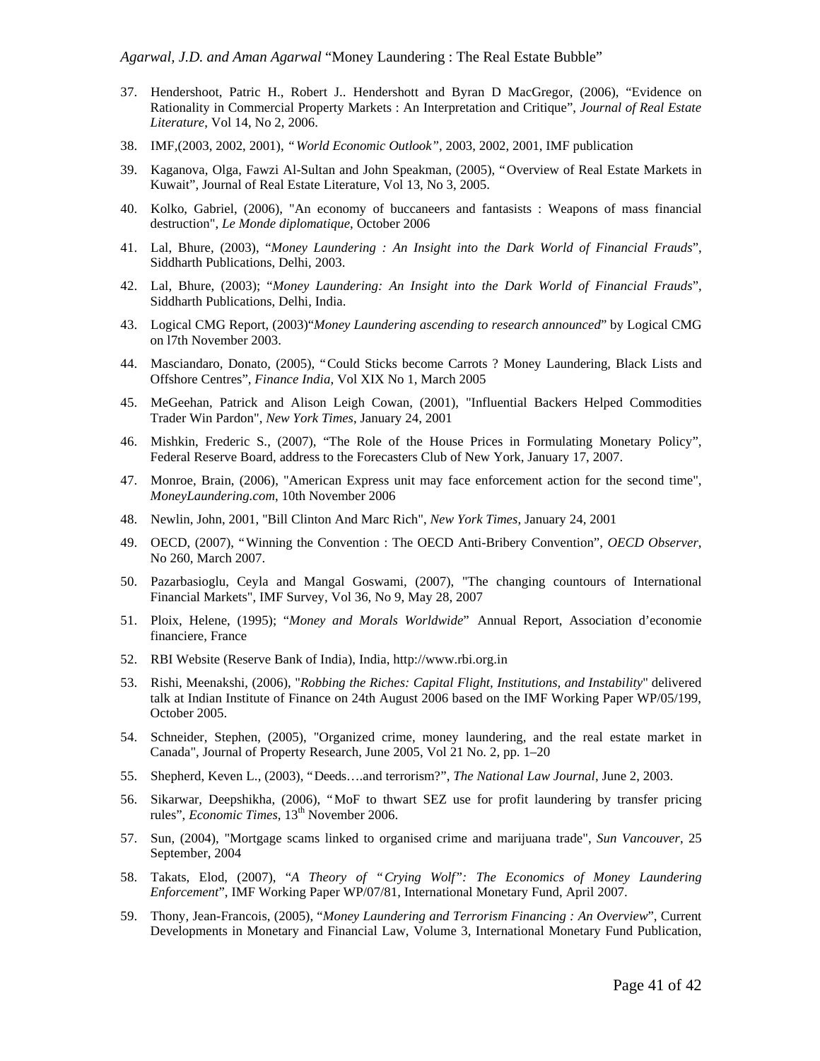37. Hendershoot, Patric H., Robert J.. Hendershott and Byran D MacGregor, (2006), "Evidence on Rationality in Commercial Property Markets : An Interpretation and Critique", *Journal of Real Estate Literature*, Vol 14, No 2, 2006.

38. IMF,(2003, 2002, 2001), *"World Economic Outlook"*, 2003, 2002, 2001, IMF publication

39. Kaganova, Olga, Fawzi Al-Sultan and John Speakman, (2005), "Overview of Real Estate Markets in Kuwait", Journal of Real Estate Literature, Vol 13, No 3, 2005.

40. Kolko, Gabriel, (2006), "An economy of buccaneers and fantasists : Weapons of mass financial destruction", *Le Monde diplomatique*, October 2006

41. Lal, Bhure, (2003), "*Money Laundering : An Insight into the Dark World of Financial Frauds*", Siddharth Publications, Delhi, 2003.

42. Lal, Bhure, (2003); "*Money Laundering: An Insight into the Dark World of Financial Frauds*", Siddharth Publications, Delhi, India.

43. Logical CMG Report, (2003)"*Money Laundering ascending to research announced*" by Logical CMG on l7th November 2003.

44. Masciandaro, Donato, (2005), "Could Sticks become Carrots ? Money Laundering, Black Lists and Offshore Centres", *Finance India*, Vol XIX No 1, March 2005

45. MeGeehan, Patrick and Alison Leigh Cowan, (2001), "Influential Backers Helped Commodities Trader Win Pardon", *New York Times*, January 24, 2001

46. Mishkin, Frederic S., (2007), "The Role of the House Prices in Formulating Monetary Policy", Federal Reserve Board, address to the Forecasters Club of New York, January 17, 2007.

47. Monroe, Brain, (2006), "American Express unit may face enforcement action for the second time", *MoneyLaundering.com*, 10th November 2006

48. Newlin, John, 2001, "Bill Clinton And Marc Rich", *New York Times*, January 24, 2001

49. OECD, (2007), "Winning the Convention : The OECD Anti-Bribery Convention", *OECD Observer*, No 260, March 2007.

50. Pazarbasioglu, Ceyla and Mangal Goswami, (2007), "The changing countours of International Financial Markets", IMF Survey, Vol 36, No 9, May 28, 2007

51. Ploix, Helene, (1995); "*Money and Morals Worldwide*" Annual Report, Association d'economie financiere, France

52. RBI Website (Reserve Bank of India), India, http://www.rbi.org.in

53. Rishi, Meenakshi, (2006), "*Robbing the Riches: Capital Flight, Institutions, and Instability*" delivered talk at Indian Institute of Finance on 24th August 2006 based on the IMF Working Paper WP/05/199, October 2005.

54. Schneider, Stephen, (2005), "Organized crime, money laundering, and the real estate market in Canada", Journal of Property Research, June 2005, Vol 21 No. 2, pp. 1–20

55. Shepherd, Keven L., (2003), "Deeds….and terrorism?", *The National Law Journal*, June 2, 2003.

56. Sikarwar, Deepshikha, (2006), "MoF to thwart SEZ use for profit laundering by transfer pricing rules", *Economic Times*, 13th November 2006.

57. Sun, (2004), "Mortgage scams linked to organised crime and marijuana trade", *Sun Vancouver*, 25 September, 2004

58. Takats, Elod, (2007), "*A Theory of "Crying Wolf": The Economics of Money Laundering Enforcement*", IMF Working Paper WP/07/81, International Monetary Fund, April 2007.

59. Thony, Jean-Francois, (2005), "*Money Laundering and Terrorism Financing : An Overview*", Current Developments in Monetary and Financial Law, Volume 3, International Monetary Fund Publication,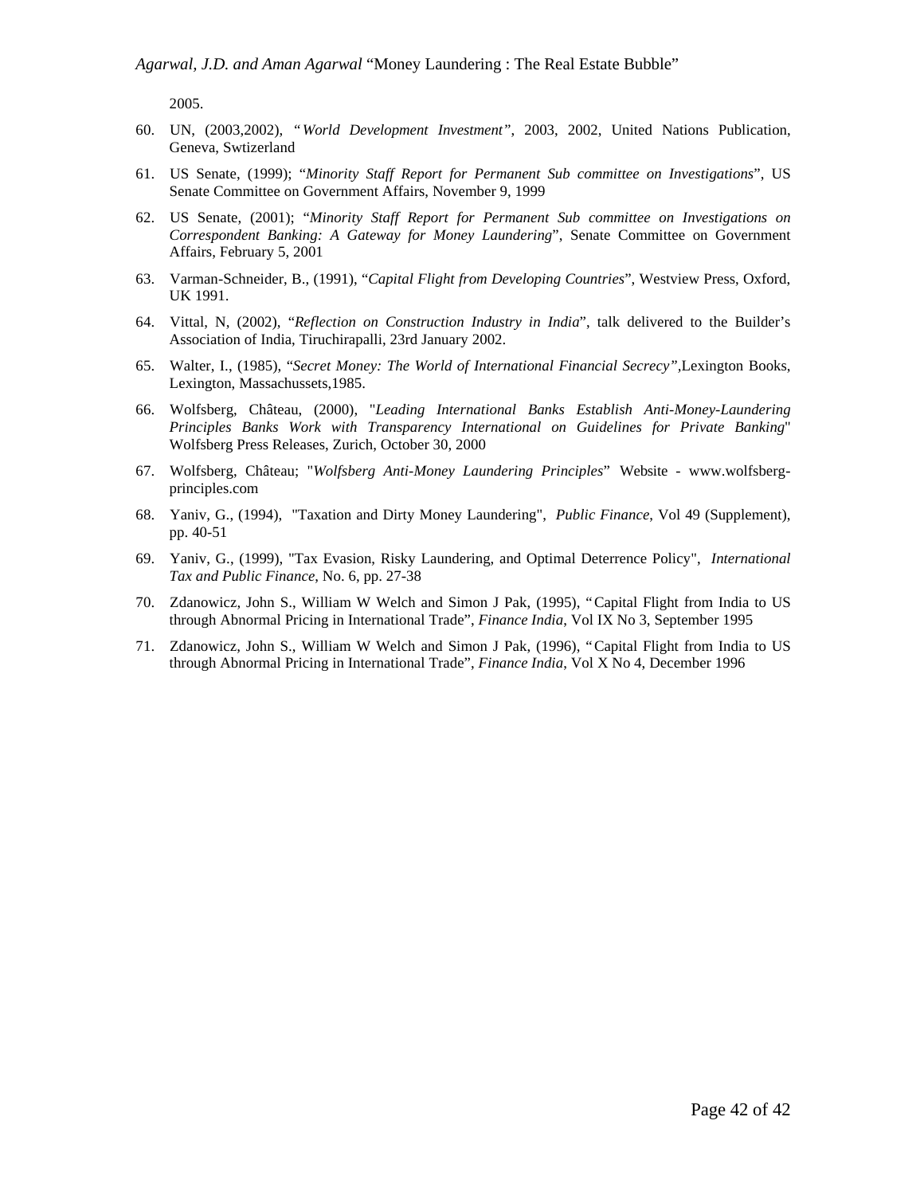2005.

60. UN, (2003,2002), *"World Development Investment"*, 2003, 2002, United Nations Publication, Geneva, Swtizerland
61. US Senate, (1999); "*Minority Staff Report for Permanent Sub committee on Investigations*", US Senate Committee on Government Affairs, November 9, 1999
62. US Senate, (2001); "*Minority Staff Report for Permanent Sub committee on Investigations on Correspondent Banking: A Gateway for Money Laundering*", Senate Committee on Government Affairs, February 5, 2001
63. Varman-Schneider, B., (1991), "*Capital Flight from Developing Countries*", Westview Press, Oxford, UK 1991.
64. Vittal, N, (2002), "*Reflection on Construction Industry in India*", talk delivered to the Builder's Association of India, Tiruchirapalli, 23rd January 2002.
65. Walter, I., (1985), "*Secret Money: The World of International Financial Secrecy*",Lexington Books, Lexington, Massachussets,1985.
66. Wolfsberg, Château, (2000), "*Leading International Banks Establish Anti-Money-Laundering Principles Banks Work with Transparency International on Guidelines for Private Banking*" Wolfsberg Press Releases, Zurich, October 30, 2000
67. Wolfsberg, Château; "*Wolfsberg Anti-Money Laundering Principles*" Website - www.wolfsberg-principles.com
68. Yaniv, G., (1994), "Taxation and Dirty Money Laundering", *Public Finance*, Vol 49 (Supplement), pp. 40-51
69. Yaniv, G., (1999), "Tax Evasion, Risky Laundering, and Optimal Deterrence Policy", *International Tax and Public Finance*, No. 6, pp. 27-38
70. Zdanowicz, John S., William W Welch and Simon J Pak, (1995), "Capital Flight from India to US through Abnormal Pricing in International Trade", *Finance India*, Vol IX No 3, September 1995
71. Zdanowicz, John S., William W Welch and Simon J Pak, (1996), "Capital Flight from India to US through Abnormal Pricing in International Trade", *Finance India*, Vol X No 4, December 1996